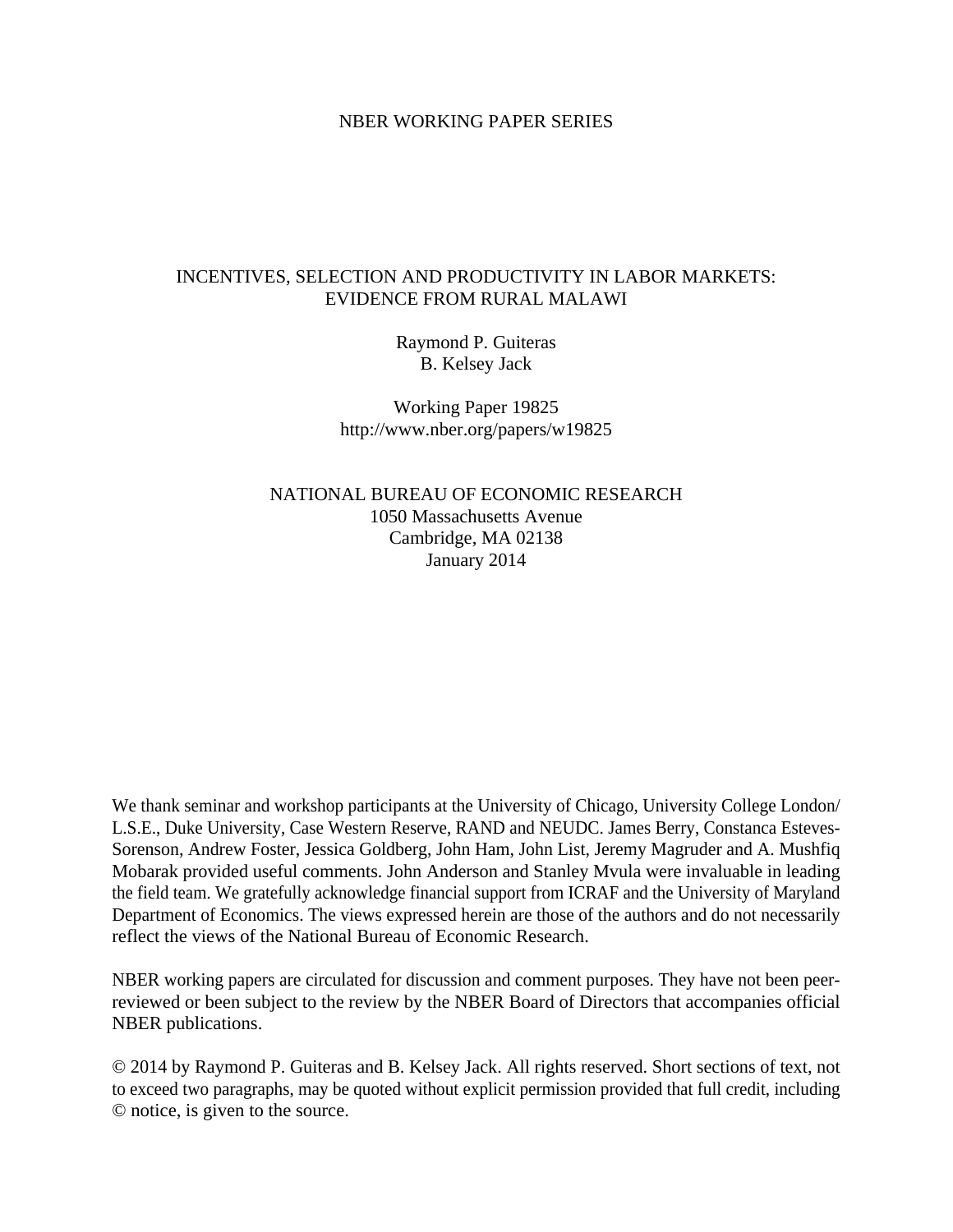NBER WORKING PAPER SERIES

# INCENTIVES, SELECTION AND PRODUCTIVITY IN LABOR MARKETS: EVIDENCE FROM RURAL MALAWI

Raymond P. Guiteras
B. Kelsey Jack

Working Paper 19825
http://www.nber.org/papers/w19825

NATIONAL BUREAU OF ECONOMIC RESEARCH
1050 Massachusetts Avenue
Cambridge, MA 02138
January 2014

We thank seminar and workshop participants at the University of Chicago, University College London/ L.S.E., Duke University, Case Western Reserve, RAND and NEUDC. James Berry, Constanca Esteves-Sorenson, Andrew Foster, Jessica Goldberg, John Ham, John List, Jeremy Magruder and A. Mushfiq Mobarak provided useful comments. John Anderson and Stanley Mvula were invaluable in leading the field team. We gratefully acknowledge financial support from ICRAF and the University of Maryland Department of Economics. The views expressed herein are those of the authors and do not necessarily reflect the views of the National Bureau of Economic Research.

NBER working papers are circulated for discussion and comment purposes. They have not been peer-reviewed or been subject to the review by the NBER Board of Directors that accompanies official NBER publications.

© 2014 by Raymond P. Guiteras and B. Kelsey Jack. All rights reserved. Short sections of text, not to exceed two paragraphs, may be quoted without explicit permission provided that full credit, including © notice, is given to the source.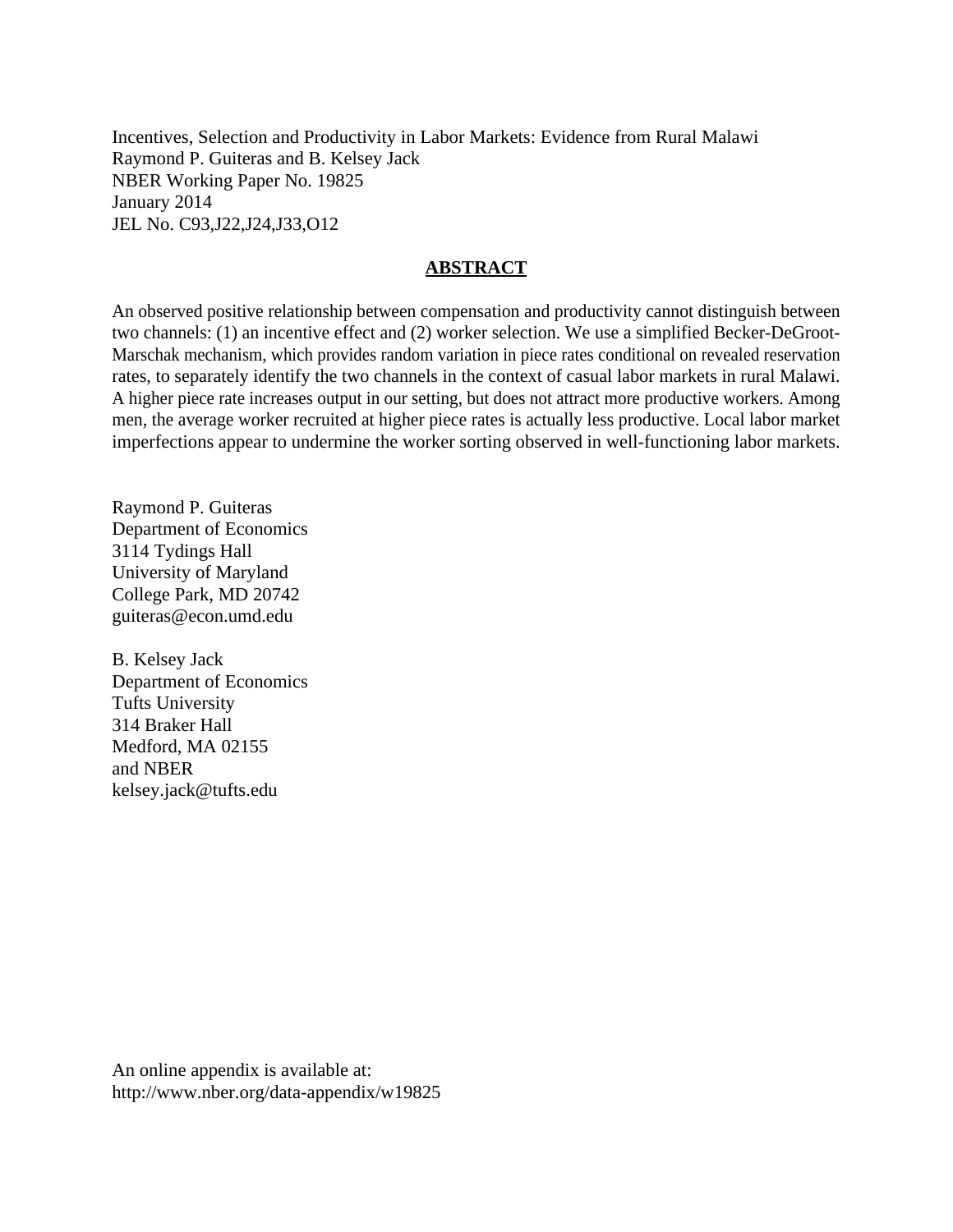Incentives, Selection and Productivity in Labor Markets: Evidence from Rural Malawi
Raymond P. Guiteras and B. Kelsey Jack
NBER Working Paper No. 19825
January 2014
JEL No. C93,J22,J24,J33,O12

## ABSTRACT

An observed positive relationship between compensation and productivity cannot distinguish between two channels: (1) an incentive effect and (2) worker selection. We use a simplified Becker-DeGroot-Marschak mechanism, which provides random variation in piece rates conditional on revealed reservation rates, to separately identify the two channels in the context of casual labor markets in rural Malawi. A higher piece rate increases output in our setting, but does not attract more productive workers. Among men, the average worker recruited at higher piece rates is actually less productive. Local labor market imperfections appear to undermine the worker sorting observed in well-functioning labor markets.

Raymond P. Guiteras
Department of Economics
3114 Tydings Hall
University of Maryland
College Park, MD 20742
guiteras@econ.umd.edu

B. Kelsey Jack
Department of Economics
Tufts University
314 Braker Hall
Medford, MA 02155
and NBER
kelsey.jack@tufts.edu

An online appendix is available at:
http://www.nber.org/data-appendix/w19825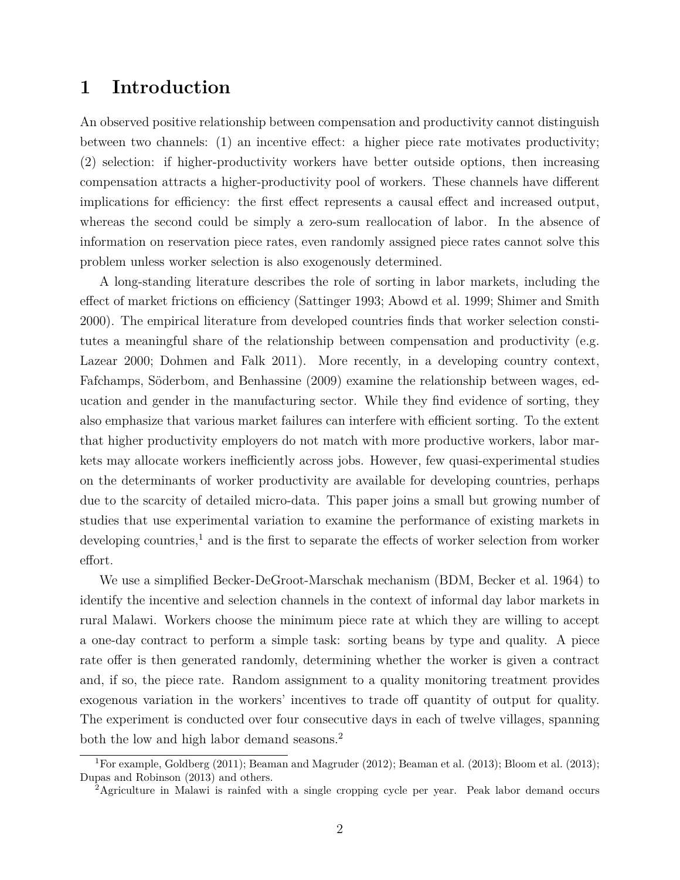# 1 Introduction

An observed positive relationship between compensation and productivity cannot distinguish between two channels: (1) an incentive effect: a higher piece rate motivates productivity; (2) selection: if higher-productivity workers have better outside options, then increasing compensation attracts a higher-productivity pool of workers. These channels have different implications for efficiency: the first effect represents a causal effect and increased output, whereas the second could be simply a zero-sum reallocation of labor. In the absence of information on reservation piece rates, even randomly assigned piece rates cannot solve this problem unless worker selection is also exogenously determined.

A long-standing literature describes the role of sorting in labor markets, including the effect of market frictions on efficiency (Sattinger 1993; Abowd et al. 1999; Shimer and Smith 2000). The empirical literature from developed countries finds that worker selection constitutes a meaningful share of the relationship between compensation and productivity (e.g. Lazear 2000; Dohmen and Falk 2011). More recently, in a developing country context, Fafchamps, Söderbom, and Benhassine (2009) examine the relationship between wages, education and gender in the manufacturing sector. While they find evidence of sorting, they also emphasize that various market failures can interfere with efficient sorting. To the extent that higher productivity employers do not match with more productive workers, labor markets may allocate workers inefficiently across jobs. However, few quasi-experimental studies on the determinants of worker productivity are available for developing countries, perhaps due to the scarcity of detailed micro-data. This paper joins a small but growing number of studies that use experimental variation to examine the performance of existing markets in developing countries,[1] and is the first to separate the effects of worker selection from worker effort.

We use a simplified Becker-DeGroot-Marschak mechanism (BDM, Becker et al. 1964) to identify the incentive and selection channels in the context of informal day labor markets in rural Malawi. Workers choose the minimum piece rate at which they are willing to accept a one-day contract to perform a simple task: sorting beans by type and quality. A piece rate offer is then generated randomly, determining whether the worker is given a contract and, if so, the piece rate. Random assignment to a quality monitoring treatment provides exogenous variation in the workers' incentives to trade off quantity of output for quality. The experiment is conducted over four consecutive days in each of twelve villages, spanning both the low and high labor demand seasons.[2]

[1] For example, Goldberg (2011); Beaman and Magruder (2012); Beaman et al. (2013); Bloom et al. (2013); Dupas and Robinson (2013) and others.

[2] Agriculture in Malawi is rainfed with a single cropping cycle per year. Peak labor demand occurs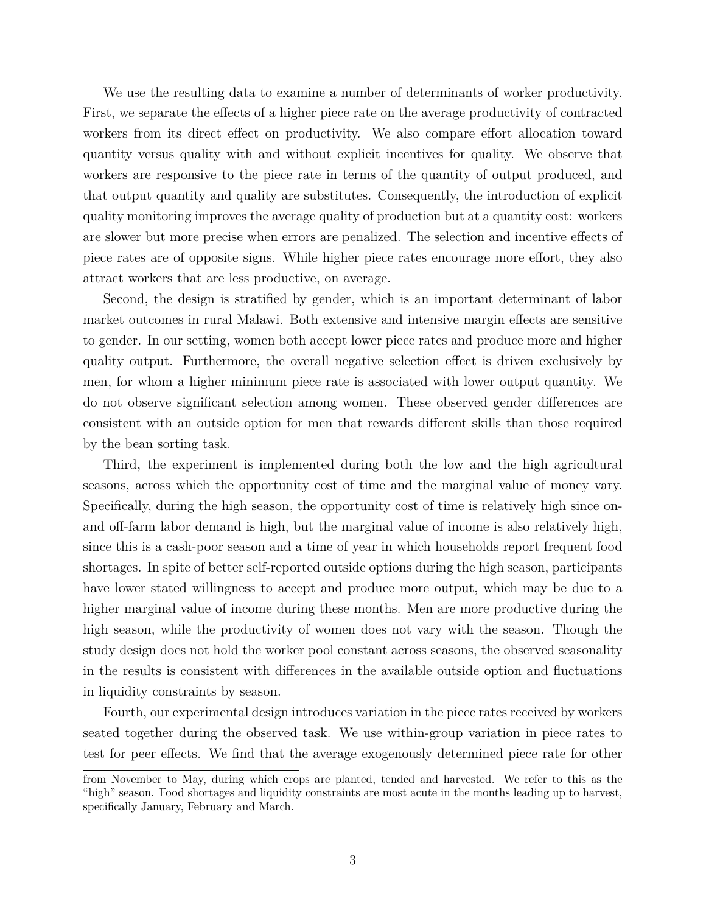We use the resulting data to examine a number of determinants of worker productivity. First, we separate the effects of a higher piece rate on the average productivity of contracted workers from its direct effect on productivity. We also compare effort allocation toward quantity versus quality with and without explicit incentives for quality. We observe that workers are responsive to the piece rate in terms of the quantity of output produced, and that output quantity and quality are substitutes. Consequently, the introduction of explicit quality monitoring improves the average quality of production but at a quantity cost: workers are slower but more precise when errors are penalized. The selection and incentive effects of piece rates are of opposite signs. While higher piece rates encourage more effort, they also attract workers that are less productive, on average.

Second, the design is stratified by gender, which is an important determinant of labor market outcomes in rural Malawi. Both extensive and intensive margin effects are sensitive to gender. In our setting, women both accept lower piece rates and produce more and higher quality output. Furthermore, the overall negative selection effect is driven exclusively by men, for whom a higher minimum piece rate is associated with lower output quantity. We do not observe significant selection among women. These observed gender differences are consistent with an outside option for men that rewards different skills than those required by the bean sorting task.

Third, the experiment is implemented during both the low and the high agricultural seasons, across which the opportunity cost of time and the marginal value of money vary. Specifically, during the high season, the opportunity cost of time is relatively high since on- and off-farm labor demand is high, but the marginal value of income is also relatively high, since this is a cash-poor season and a time of year in which households report frequent food shortages. In spite of better self-reported outside options during the high season, participants have lower stated willingness to accept and produce more output, which may be due to a higher marginal value of income during these months. Men are more productive during the high season, while the productivity of women does not vary with the season. Though the study design does not hold the worker pool constant across seasons, the observed seasonality in the results is consistent with differences in the available outside option and fluctuations in liquidity constraints by season.

Fourth, our experimental design introduces variation in the piece rates received by workers seated together during the observed task. We use within-group variation in piece rates to test for peer effects. We find that the average exogenously determined piece rate for other

---

from November to May, during which crops are planted, tended and harvested. We refer to this as the "high" season. Food shortages and liquidity constraints are most acute in the months leading up to harvest, specifically January, February and March.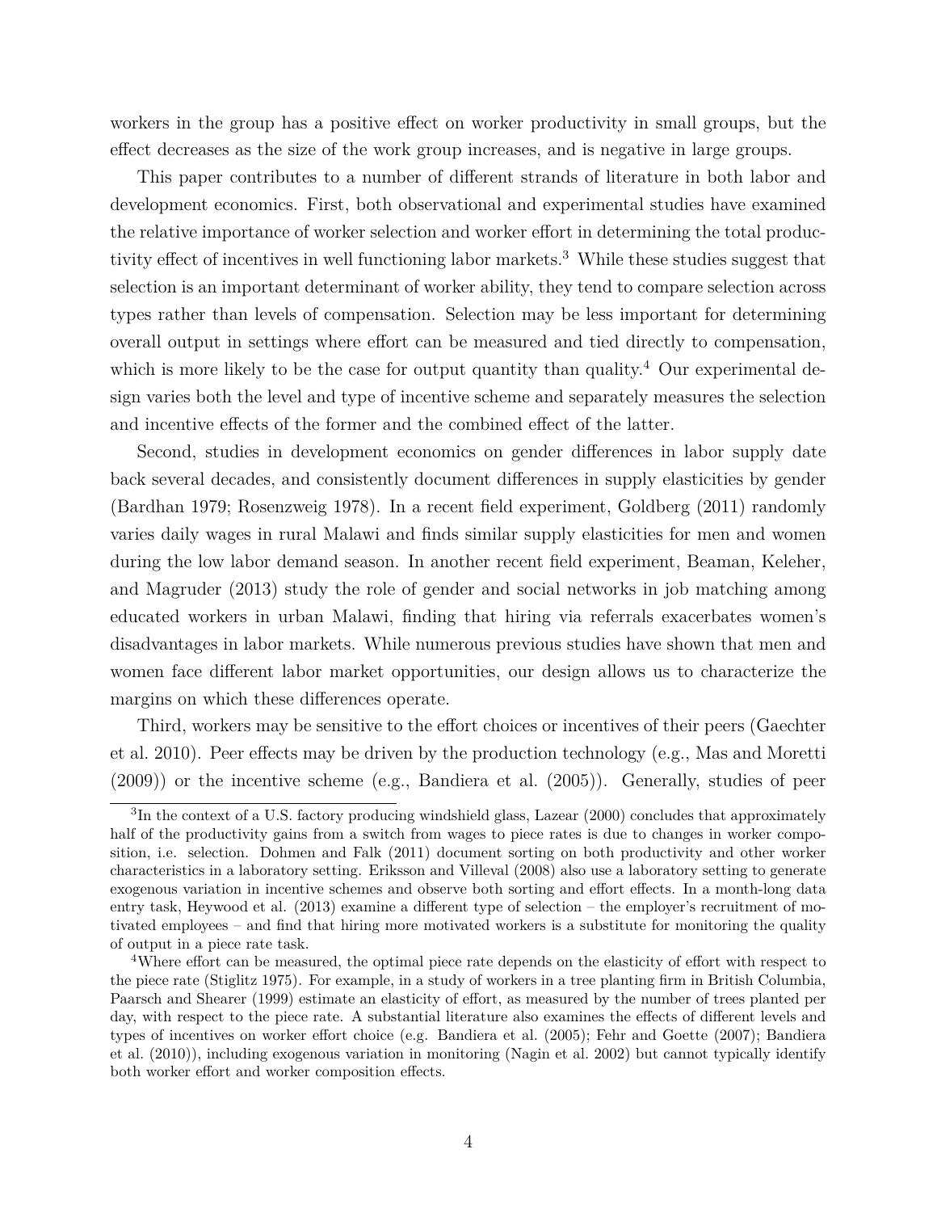workers in the group has a positive effect on worker productivity in small groups, but the effect decreases as the size of the work group increases, and is negative in large groups.

This paper contributes to a number of different strands of literature in both labor and development economics. First, both observational and experimental studies have examined the relative importance of worker selection and worker effort in determining the total productivity effect of incentives in well functioning labor markets.[3] While these studies suggest that selection is an important determinant of worker ability, they tend to compare selection across types rather than levels of compensation. Selection may be less important for determining overall output in settings where effort can be measured and tied directly to compensation, which is more likely to be the case for output quantity than quality.[4] Our experimental design varies both the level and type of incentive scheme and separately measures the selection and incentive effects of the former and the combined effect of the latter.

Second, studies in development economics on gender differences in labor supply date back several decades, and consistently document differences in supply elasticities by gender (Bardhan 1979; Rosenzweig 1978). In a recent field experiment, Goldberg (2011) randomly varies daily wages in rural Malawi and finds similar supply elasticities for men and women during the low labor demand season. In another recent field experiment, Beaman, Keleher, and Magruder (2013) study the role of gender and social networks in job matching among educated workers in urban Malawi, finding that hiring via referrals exacerbates women's disadvantages in labor markets. While numerous previous studies have shown that men and women face different labor market opportunities, our design allows us to characterize the margins on which these differences operate.

Third, workers may be sensitive to the effort choices or incentives of their peers (Gaechter et al. 2010). Peer effects may be driven by the production technology (e.g., Mas and Moretti (2009)) or the incentive scheme (e.g., Bandiera et al. (2005)). Generally, studies of peer

[3] In the context of a U.S. factory producing windshield glass, Lazear (2000) concludes that approximately half of the productivity gains from a switch from wages to piece rates is due to changes in worker composition, i.e. selection. Dohmen and Falk (2011) document sorting on both productivity and other worker characteristics in a laboratory setting. Eriksson and Villeval (2008) also use a laboratory setting to generate exogenous variation in incentive schemes and observe both sorting and effort effects. In a month-long data entry task, Heywood et al. (2013) examine a different type of selection – the employer's recruitment of motivated employees – and find that hiring more motivated workers is a substitute for monitoring the quality of output in a piece rate task.

[4] Where effort can be measured, the optimal piece rate depends on the elasticity of effort with respect to the piece rate (Stiglitz 1975). For example, in a study of workers in a tree planting firm in British Columbia, Paarsch and Shearer (1999) estimate an elasticity of effort, as measured by the number of trees planted per day, with respect to the piece rate. A substantial literature also examines the effects of different levels and types of incentives on worker effort choice (e.g. Bandiera et al. (2005); Fehr and Goette (2007); Bandiera et al. (2010)), including exogenous variation in monitoring (Nagin et al. 2002) but cannot typically identify both worker effort and worker composition effects.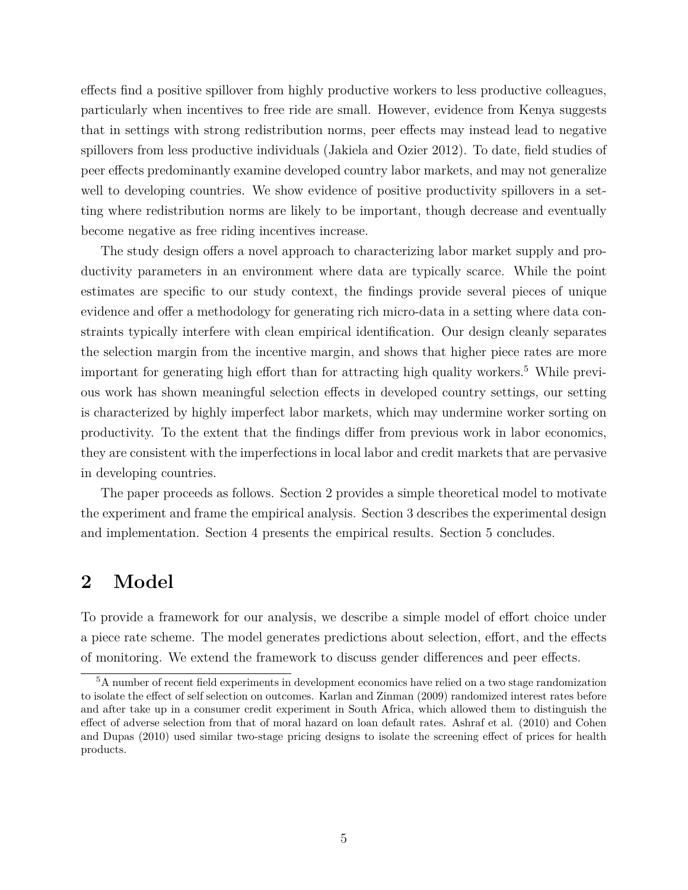effects find a positive spillover from highly productive workers to less productive colleagues, particularly when incentives to free ride are small. However, evidence from Kenya suggests that in settings with strong redistribution norms, peer effects may instead lead to negative spillovers from less productive individuals (Jakiela and Ozier 2012). To date, field studies of peer effects predominantly examine developed country labor markets, and may not generalize well to developing countries. We show evidence of positive productivity spillovers in a setting where redistribution norms are likely to be important, though decrease and eventually become negative as free riding incentives increase.

The study design offers a novel approach to characterizing labor market supply and productivity parameters in an environment where data are typically scarce. While the point estimates are specific to our study context, the findings provide several pieces of unique evidence and offer a methodology for generating rich micro-data in a setting where data constraints typically interfere with clean empirical identification. Our design cleanly separates the selection margin from the incentive margin, and shows that higher piece rates are more important for generating high effort than for attracting high quality workers.[5] While previous work has shown meaningful selection effects in developed country settings, our setting is characterized by highly imperfect labor markets, which may undermine worker sorting on productivity. To the extent that the findings differ from previous work in labor economics, they are consistent with the imperfections in local labor and credit markets that are pervasive in developing countries.

The paper proceeds as follows. Section 2 provides a simple theoretical model to motivate the experiment and frame the empirical analysis. Section 3 describes the experimental design and implementation. Section 4 presents the empirical results. Section 5 concludes.

# 2 Model

To provide a framework for our analysis, we describe a simple model of effort choice under a piece rate scheme. The model generates predictions about selection, effort, and the effects of monitoring. We extend the framework to discuss gender differences and peer effects.

[5] A number of recent field experiments in development economics have relied on a two stage randomization to isolate the effect of self selection on outcomes. Karlan and Zinman (2009) randomized interest rates before and after take up in a consumer credit experiment in South Africa, which allowed them to distinguish the effect of adverse selection from that of moral hazard on loan default rates. Ashraf et al. (2010) and Cohen and Dupas (2010) used similar two-stage pricing designs to isolate the screening effect of prices for health products.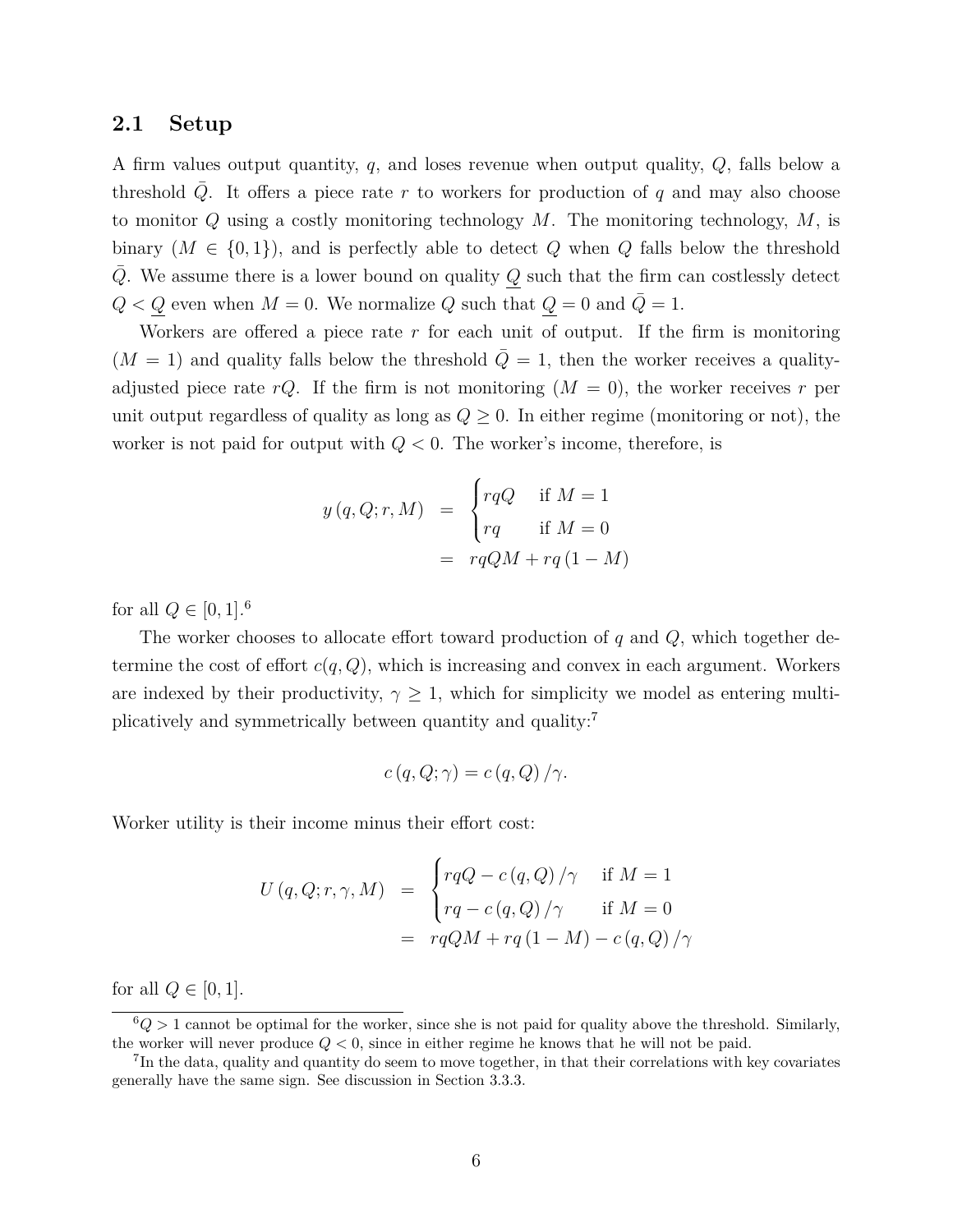## 2.1 Setup

A firm values output quantity, $q$, and loses revenue when output quality, $Q$, falls below a threshold $\bar{Q}$. It offers a piece rate $r$ to workers for production of $q$ and may also choose to monitor $Q$ using a costly monitoring technology $M$. The monitoring technology, $M$, is binary ($M \in \{0, 1\}$), and is perfectly able to detect $Q$ when $Q$ falls below the threshold $\bar{Q}$. We assume there is a lower bound on quality $\underline{Q}$ such that the firm can costlessly detect $Q < \underline{Q}$ even when $M = 0$. We normalize $Q$ such that $\underline{Q} = 0$ and $\bar{Q} = 1$.

Workers are offered a piece rate $r$ for each unit of output. If the firm is monitoring ($M = 1$) and quality falls below the threshold $\bar{Q} = 1$, then the worker receives a quality-adjusted piece rate $rQ$. If the firm is not monitoring ($M = 0$), the worker receives $r$ per unit output regardless of quality as long as $Q \geq 0$. In either regime (monitoring or not), the worker is not paid for output with $Q < 0$. The worker's income, therefore, is

$$
\begin{aligned}
y(q, Q; r, M) &= \begin{cases} rqQ & \text{if } M = 1 \\ rq & \text{if } M = 0 \end{cases} \\
&= rqQM + rq(1 - M)
\end{aligned}
$$

for all $Q \in [0, 1]$.[6]

The worker chooses to allocate effort toward production of $q$ and $Q$, which together determine the cost of effort $c(q, Q)$, which is increasing and convex in each argument. Workers are indexed by their productivity, $\gamma \geq 1$, which for simplicity we model as entering multiplicatively and symmetrically between quantity and quality:[7]

$$
c(q, Q; \gamma) = c(q, Q)/\gamma.
$$

Worker utility is their income minus their effort cost:

$$
\begin{aligned}
U(q, Q; r, \gamma, M) &= \begin{cases} rqQ - c(q, Q)/\gamma & \text{if } M = 1 \\ rq - c(q, Q)/\gamma & \text{if } M = 0 \end{cases} \\
&= rqQM + rq(1 - M) - c(q, Q)/\gamma
\end{aligned}
$$

for all $Q \in [0, 1]$.

[6] $Q > 1$ cannot be optimal for the worker, since she is not paid for quality above the threshold. Similarly, the worker will never produce $Q < 0$, since in either regime he knows that he will not be paid.

[7] In the data, quality and quantity do seem to move together, in that their correlations with key covariates generally have the same sign. See discussion in Section 3.3.3.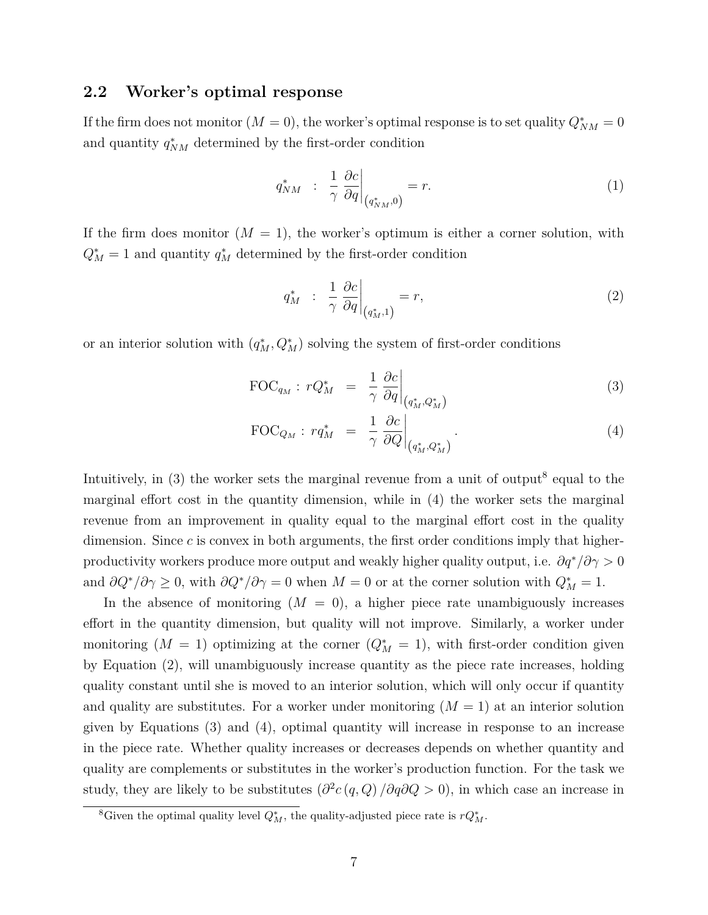### 2.2 Worker's optimal response

If the firm does not monitor ($M = 0$), the worker's optimal response is to set quality $Q^*_{NM} = 0$ and quantity $q^*_{NM}$ determined by the first-order condition

$$q^*_{NM} \quad : \quad \frac{1}{\gamma} \left. \frac{\partial c}{\partial q} \right|_{\left(q^*_{NM}, 0\right)} = r. \tag{1}$$

If the firm does monitor ($M = 1$), the worker's optimum is either a corner solution, with $Q^*_M = 1$ and quantity $q^*_M$ determined by the first-order condition

$$q^*_M \quad : \quad \frac{1}{\gamma} \left. \frac{\partial c}{\partial q} \right|_{\left(q^*_M, 1\right)} = r, \tag{2}$$

or an interior solution with $(q^*_M, Q^*_M)$ solving the system of first-order conditions

$$\text{FOC}_{q_M} : \, rQ^*_M \;\; = \;\; \frac{1}{\gamma} \left. \frac{\partial c}{\partial q} \right|_{\left(q^*_M, Q^*_M\right)} \tag{3}$$

$$\text{FOC}_{Q_M} : \, rq^*_M \;\; = \;\; \frac{1}{\gamma} \left. \frac{\partial c}{\partial Q} \right|_{\left(q^*_M, Q^*_M\right)}. \tag{4}$$

Intuitively, in (3) the worker sets the marginal revenue from a unit of output[8] equal to the marginal effort cost in the quantity dimension, while in (4) the worker sets the marginal revenue from an improvement in quality equal to the marginal effort cost in the quality dimension. Since $c$ is convex in both arguments, the first order conditions imply that higher-productivity workers produce more output and weakly higher quality output, i.e. $\partial q^*/\partial \gamma > 0$ and $\partial Q^*/\partial \gamma \geq 0$, with $\partial Q^*/\partial \gamma = 0$ when $M = 0$ or at the corner solution with $Q^*_M = 1$.

In the absence of monitoring ($M = 0$), a higher piece rate unambiguously increases effort in the quantity dimension, but quality will not improve. Similarly, a worker under monitoring ($M = 1$) optimizing at the corner ($Q^*_M = 1$), with first-order condition given by Equation (2), will unambiguously increase quantity as the piece rate increases, holding quality constant until she is moved to an interior solution, which will only occur if quantity and quality are substitutes. For a worker under monitoring ($M = 1$) at an interior solution given by Equations (3) and (4), optimal quantity will increase in response to an increase in the piece rate. Whether quality increases or decreases depends on whether quantity and quality are complements or substitutes in the worker's production function. For the task we study, they are likely to be substitutes ($\partial^2 c\,(q, Q)\,/\partial q \partial Q > 0$), in which case an increase in

[8] Given the optimal quality level $Q^*_M$, the quality-adjusted piece rate is $rQ^*_M$.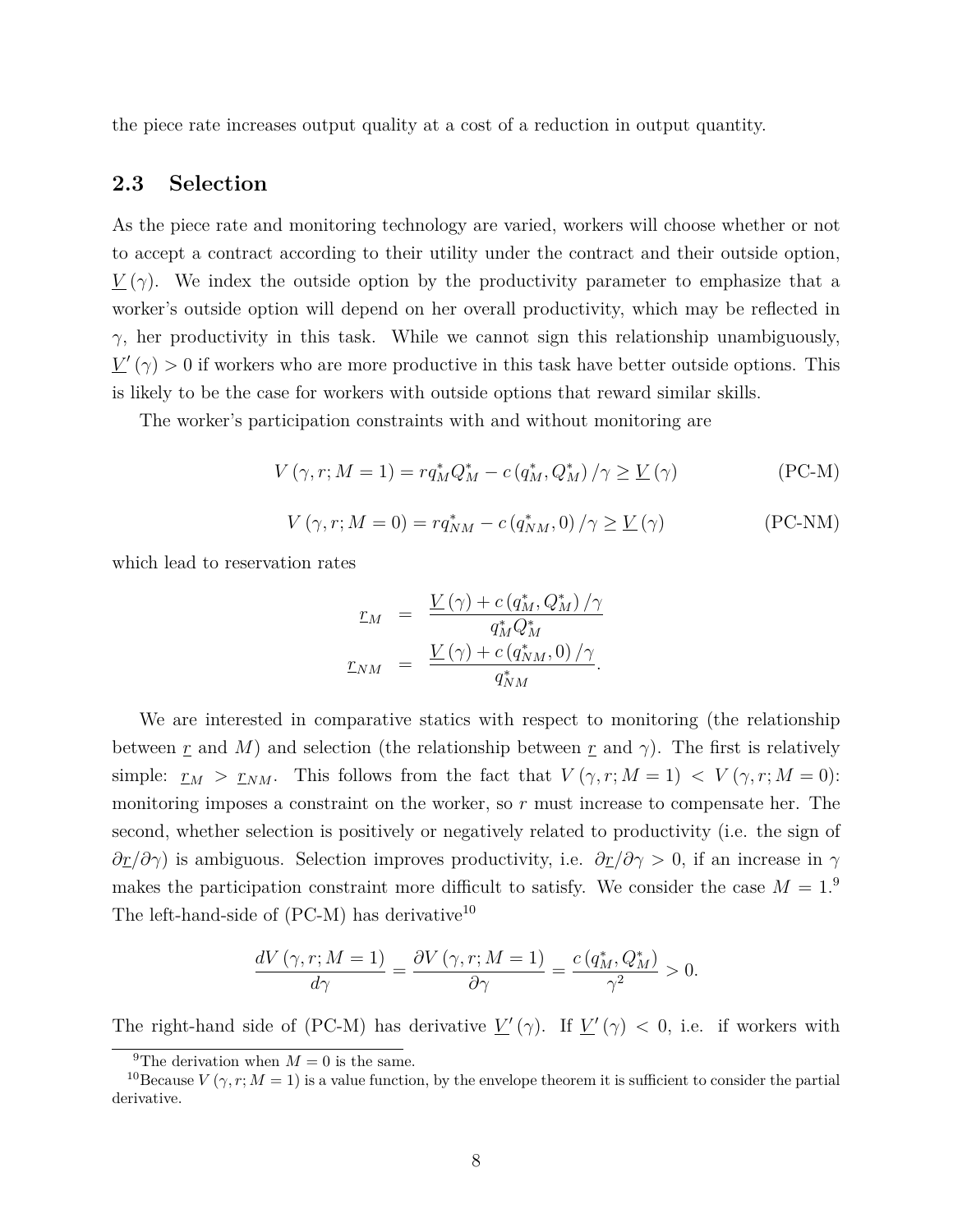the piece rate increases output quality at a cost of a reduction in output quantity.

## 2.3 Selection

As the piece rate and monitoring technology are varied, workers will choose whether or not to accept a contract according to their utility under the contract and their outside option, $\underline{V}(\gamma)$. We index the outside option by the productivity parameter to emphasize that a worker's outside option will depend on her overall productivity, which may be reflected in $\gamma$, her productivity in this task. While we cannot sign this relationship unambiguously, $\underline{V}'(\gamma) > 0$ if workers who are more productive in this task have better outside options. This is likely to be the case for workers with outside options that reward similar skills.

The worker's participation constraints with and without monitoring are

$$V(\gamma, r; M = 1) = rq_M^* Q_M^* - c(q_M^*, Q_M^*)/\gamma \geq \underline{V}(\gamma) \tag{PC-M}$$

$$V(\gamma, r; M = 0) = rq_{NM}^* - c(q_{NM}^*, 0)/\gamma \geq \underline{V}(\gamma) \tag{PC-NM}$$

which lead to reservation rates

$$\begin{aligned} \underline{r}_M &= \frac{\underline{V}(\gamma) + c(q_M^*, Q_M^*)/\gamma}{q_M^* Q_M^*} \\ \underline{r}_{NM} &= \frac{\underline{V}(\gamma) + c(q_{NM}^*, 0)/\gamma}{q_{NM}^*}. \end{aligned}$$

We are interested in comparative statics with respect to monitoring (the relationship between $\underline{r}$ and $M$) and selection (the relationship between $\underline{r}$ and $\gamma$). The first is relatively simple: $\underline{r}_M > \underline{r}_{NM}$. This follows from the fact that $V(\gamma, r; M = 1) < V(\gamma, r; M = 0)$: monitoring imposes a constraint on the worker, so $r$ must increase to compensate her. The second, whether selection is positively or negatively related to productivity (i.e. the sign of $\partial \underline{r}/\partial \gamma$) is ambiguous. Selection improves productivity, i.e. $\partial \underline{r}/\partial \gamma > 0$, if an increase in $\gamma$ makes the participation constraint more difficult to satisfy. We consider the case $M = 1$.[9] The left-hand-side of (PC-M) has derivative[10]

$$\frac{dV(\gamma, r; M = 1)}{d\gamma} = \frac{\partial V(\gamma, r; M = 1)}{\partial \gamma} = \frac{c(q_M^*, Q_M^*)}{\gamma^2} > 0.$$

The right-hand side of (PC-M) has derivative $\underline{V}'(\gamma)$. If $\underline{V}'(\gamma) < 0$, i.e. if workers with

[9]The derivation when $M = 0$ is the same.

[10]Because $V(\gamma, r; M = 1)$ is a value function, by the envelope theorem it is sufficient to consider the partial derivative.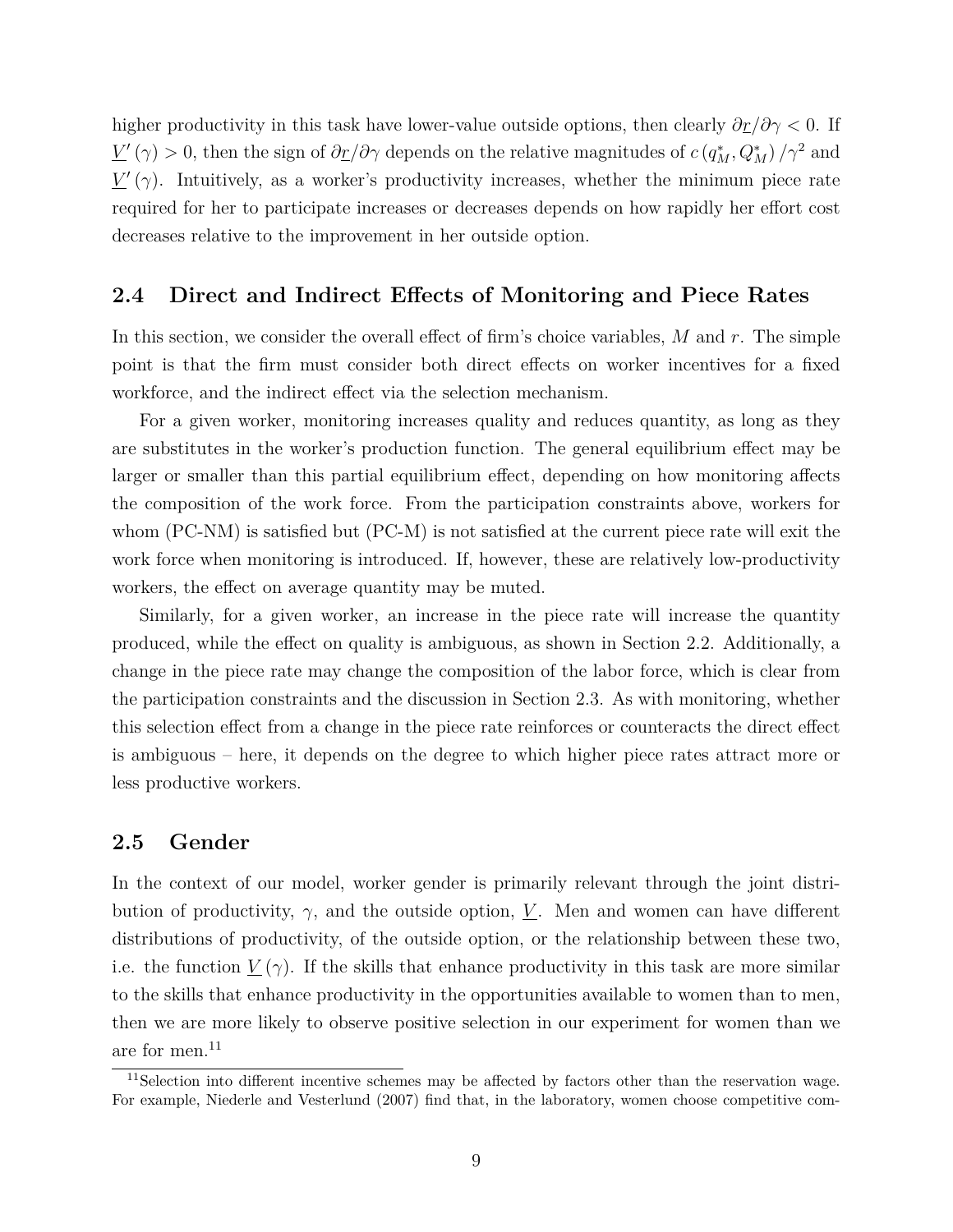higher productivity in this task have lower-value outside options, then clearly $\partial \underline{r}/\partial\gamma < 0$. If $\underline{V}'(\gamma) > 0$, then the sign of $\partial \underline{r}/\partial\gamma$ depends on the relative magnitudes of $c(q_M^*, Q_M^*)/\gamma^2$ and $\underline{V}'(\gamma)$. Intuitively, as a worker's productivity increases, whether the minimum piece rate required for her to participate increases or decreases depends on how rapidly her effort cost decreases relative to the improvement in her outside option.

## 2.4 Direct and Indirect Effects of Monitoring and Piece Rates

In this section, we consider the overall effect of firm's choice variables, $M$ and $r$. The simple point is that the firm must consider both direct effects on worker incentives for a fixed workforce, and the indirect effect via the selection mechanism.

For a given worker, monitoring increases quality and reduces quantity, as long as they are substitutes in the worker's production function. The general equilibrium effect may be larger or smaller than this partial equilibrium effect, depending on how monitoring affects the composition of the work force. From the participation constraints above, workers for whom (PC-NM) is satisfied but (PC-M) is not satisfied at the current piece rate will exit the work force when monitoring is introduced. If, however, these are relatively low-productivity workers, the effect on average quantity may be muted.

Similarly, for a given worker, an increase in the piece rate will increase the quantity produced, while the effect on quality is ambiguous, as shown in Section 2.2. Additionally, a change in the piece rate may change the composition of the labor force, which is clear from the participation constraints and the discussion in Section 2.3. As with monitoring, whether this selection effect from a change in the piece rate reinforces or counteracts the direct effect is ambiguous – here, it depends on the degree to which higher piece rates attract more or less productive workers.

## 2.5 Gender

In the context of our model, worker gender is primarily relevant through the joint distribution of productivity, $\gamma$, and the outside option, $\underline{V}$. Men and women can have different distributions of productivity, of the outside option, or the relationship between these two, i.e. the function $\underline{V}(\gamma)$. If the skills that enhance productivity in this task are more similar to the skills that enhance productivity in the opportunities available to women than to men, then we are more likely to observe positive selection in our experiment for women than we are for men.[11]

[11]Selection into different incentive schemes may be affected by factors other than the reservation wage. For example, Niederle and Vesterlund (2007) find that, in the laboratory, women choose competitive com-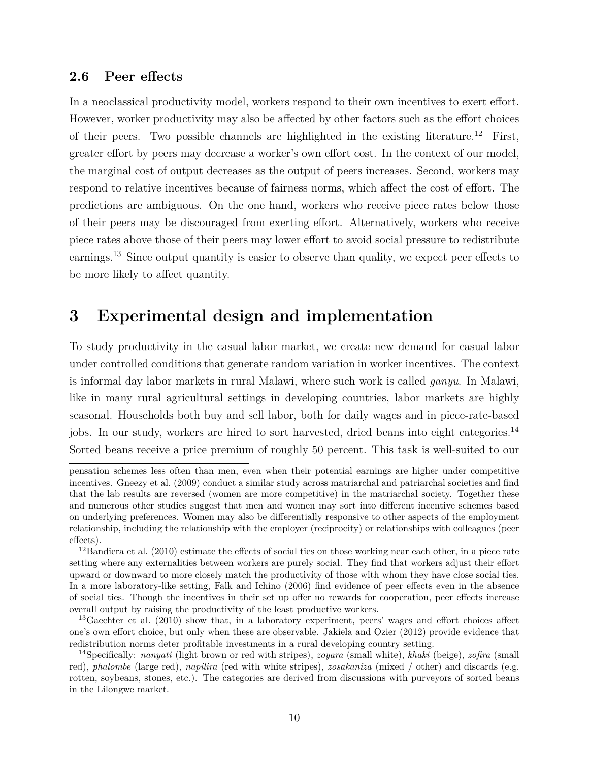### 2.6 Peer effects

In a neoclassical productivity model, workers respond to their own incentives to exert effort. However, worker productivity may also be affected by other factors such as the effort choices of their peers. Two possible channels are highlighted in the existing literature.[12] First, greater effort by peers may decrease a worker's own effort cost. In the context of our model, the marginal cost of output decreases as the output of peers increases. Second, workers may respond to relative incentives because of fairness norms, which affect the cost of effort. The predictions are ambiguous. On the one hand, workers who receive piece rates below those of their peers may be discouraged from exerting effort. Alternatively, workers who receive piece rates above those of their peers may lower effort to avoid social pressure to redistribute earnings.[13] Since output quantity is easier to observe than quality, we expect peer effects to be more likely to affect quantity.

# 3 Experimental design and implementation

To study productivity in the casual labor market, we create new demand for casual labor under controlled conditions that generate random variation in worker incentives. The context is informal day labor markets in rural Malawi, where such work is called *ganyu*. In Malawi, like in many rural agricultural settings in developing countries, labor markets are highly seasonal. Households both buy and sell labor, both for daily wages and in piece-rate-based jobs. In our study, workers are hired to sort harvested, dried beans into eight categories.[14] Sorted beans receive a price premium of roughly 50 percent. This task is well-suited to our

---

pensation schemes less often than men, even when their potential earnings are higher under competitive incentives. Gneezy et al. (2009) conduct a similar study across matriarchal and patriarchal societies and find that the lab results are reversed (women are more competitive) in the matriarchal society. Together these and numerous other studies suggest that men and women may sort into different incentive schemes based on underlying preferences. Women may also be differentially responsive to other aspects of the employment relationship, including the relationship with the employer (reciprocity) or relationships with colleagues (peer effects).

[12] Bandiera et al. (2010) estimate the effects of social ties on those working near each other, in a piece rate setting where any externalities between workers are purely social. They find that workers adjust their effort upward or downward to more closely match the productivity of those with whom they have close social ties. In a more laboratory-like setting, Falk and Ichino (2006) find evidence of peer effects even in the absence of social ties. Though the incentives in their set up offer no rewards for cooperation, peer effects increase overall output by raising the productivity of the least productive workers.

[13] Gaechter et al. (2010) show that, in a laboratory experiment, peers' wages and effort choices affect one's own effort choice, but only when these are observable. Jakiela and Ozier (2012) provide evidence that redistribution norms deter profitable investments in a rural developing country setting.

[14] Specifically: *nanyati* (light brown or red with stripes), *zoyara* (small white), *khaki* (beige), *zofira* (small red), *phalombe* (large red), *napilira* (red with white stripes), *zosakaniza* (mixed / other) and discards (e.g. rotten, soybeans, stones, etc.). The categories are derived from discussions with purveyors of sorted beans in the Lilongwe market.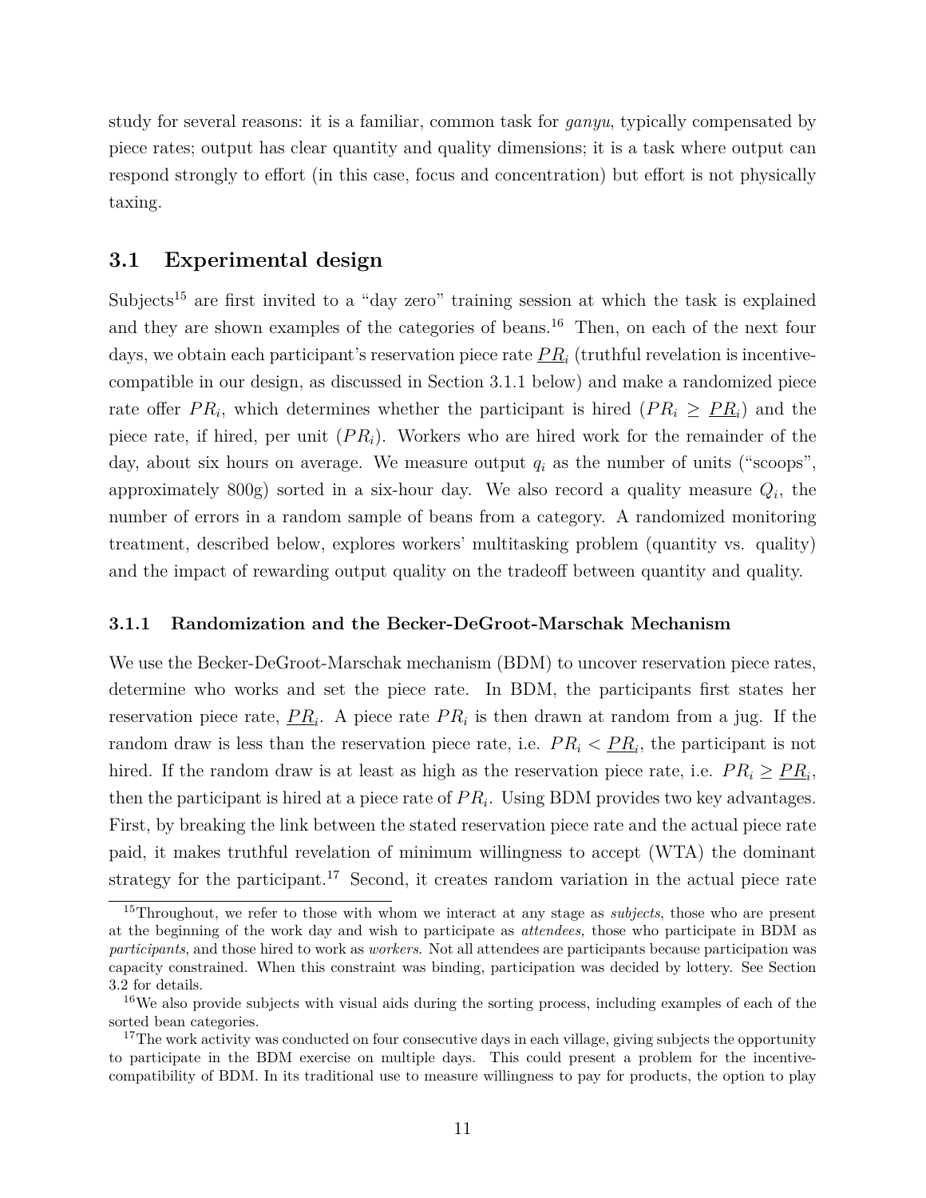study for several reasons: it is a familiar, common task for *ganyu*, typically compensated by piece rates; output has clear quantity and quality dimensions; it is a task where output can respond strongly to effort (in this case, focus and concentration) but effort is not physically taxing.

## 3.1 Experimental design

Subjects[15] are first invited to a "day zero" training session at which the task is explained and they are shown examples of the categories of beans.[16] Then, on each of the next four days, we obtain each participant's reservation piece rate $\underline{PR}_i$ (truthful revelation is incentive-compatible in our design, as discussed in Section 3.1.1 below) and make a randomized piece rate offer $PR_i$, which determines whether the participant is hired ($PR_i \geq \underline{PR}_i$) and the piece rate, if hired, per unit ($PR_i$). Workers who are hired work for the remainder of the day, about six hours on average. We measure output $q_i$ as the number of units ("scoops", approximately 800g) sorted in a six-hour day. We also record a quality measure $Q_i$, the number of errors in a random sample of beans from a category. A randomized monitoring treatment, described below, explores workers' multitasking problem (quantity vs. quality) and the impact of rewarding output quality on the tradeoff between quantity and quality.

### 3.1.1 Randomization and the Becker-DeGroot-Marschak Mechanism

We use the Becker-DeGroot-Marschak mechanism (BDM) to uncover reservation piece rates, determine who works and set the piece rate. In BDM, the participants first states her reservation piece rate, $\underline{PR}_i$. A piece rate $PR_i$ is then drawn at random from a jug. If the random draw is less than the reservation piece rate, i.e. $PR_i < \underline{PR}_i$, the participant is not hired. If the random draw is at least as high as the reservation piece rate, i.e. $PR_i \geq \underline{PR}_i$, then the participant is hired at a piece rate of $PR_i$. Using BDM provides two key advantages. First, by breaking the link between the stated reservation piece rate and the actual piece rate paid, it makes truthful revelation of minimum willingness to accept (WTA) the dominant strategy for the participant.[17] Second, it creates random variation in the actual piece rate

[15] Throughout, we refer to those with whom we interact at any stage as *subjects*, those who are present at the beginning of the work day and wish to participate as *attendees,* those who participate in BDM as *participants*, and those hired to work as *workers*. Not all attendees are participants because participation was capacity constrained. When this constraint was binding, participation was decided by lottery. See Section 3.2 for details.

[16] We also provide subjects with visual aids during the sorting process, including examples of each of the sorted bean categories.

[17] The work activity was conducted on four consecutive days in each village, giving subjects the opportunity to participate in the BDM exercise on multiple days. This could present a problem for the incentive-compatibility of BDM. In its traditional use to measure willingness to pay for products, the option to play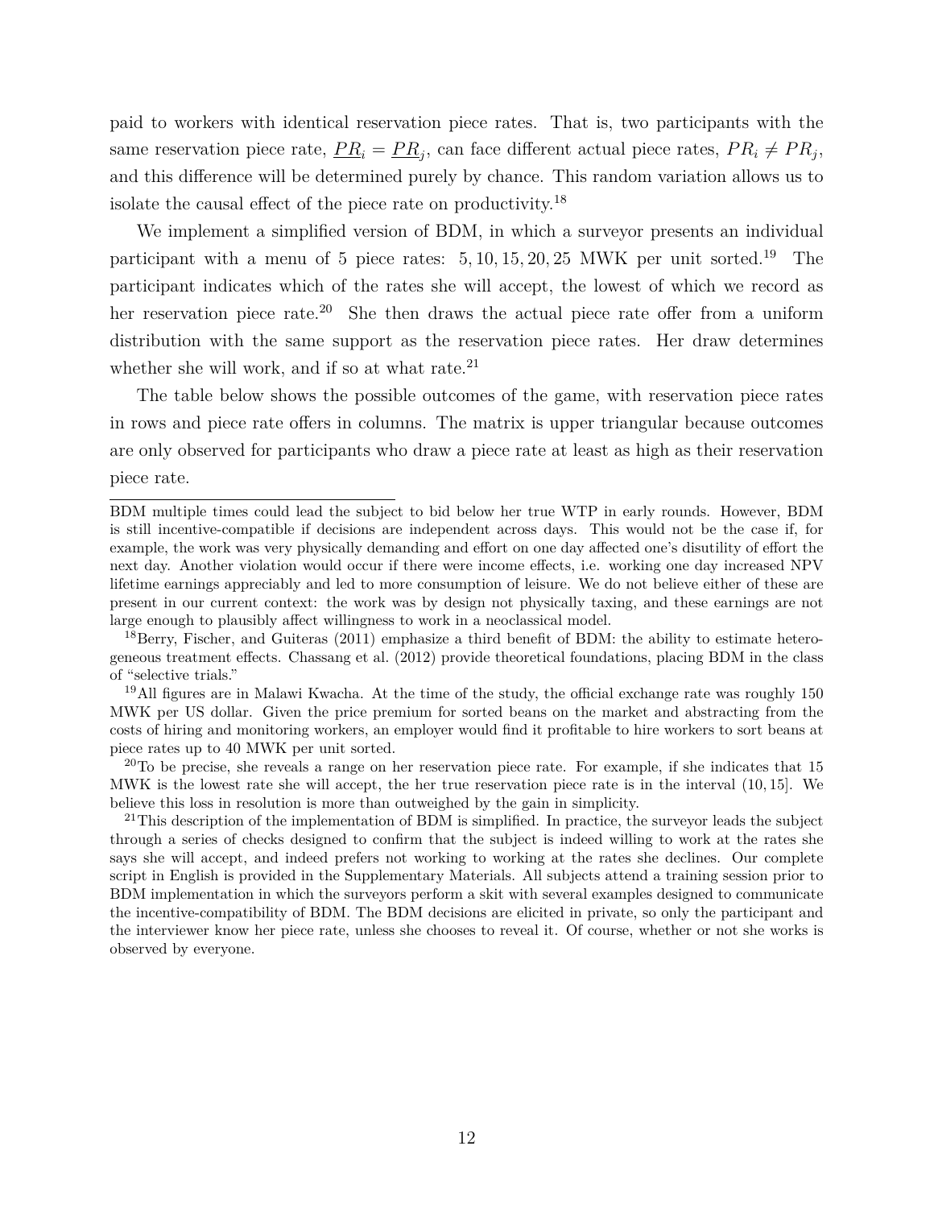paid to workers with identical reservation piece rates. That is, two participants with the same reservation piece rate, $\underline{PR}_i = \underline{PR}_j$, can face different actual piece rates, $PR_i \neq PR_j$, and this difference will be determined purely by chance. This random variation allows us to isolate the causal effect of the piece rate on productivity.[18]

We implement a simplified version of BDM, in which a surveyor presents an individual participant with a menu of 5 piece rates: 5, 10, 15, 20, 25 MWK per unit sorted.[19] The participant indicates which of the rates she will accept, the lowest of which we record as her reservation piece rate.[20] She then draws the actual piece rate offer from a uniform distribution with the same support as the reservation piece rates. Her draw determines whether she will work, and if so at what rate.[21]

The table below shows the possible outcomes of the game, with reservation piece rates in rows and piece rate offers in columns. The matrix is upper triangular because outcomes are only observed for participants who draw a piece rate at least as high as their reservation piece rate.

---

BDM multiple times could lead the subject to bid below her true WTP in early rounds. However, BDM is still incentive-compatible if decisions are independent across days. This would not be the case if, for example, the work was very physically demanding and effort on one day affected one's disutility of effort the next day. Another violation would occur if there were income effects, i.e. working one day increased NPV lifetime earnings appreciably and led to more consumption of leisure. We do not believe either of these are present in our current context: the work was by design not physically taxing, and these earnings are not large enough to plausibly affect willingness to work in a neoclassical model.

[18]Berry, Fischer, and Guiteras (2011) emphasize a third benefit of BDM: the ability to estimate heterogeneous treatment effects. Chassang et al. (2012) provide theoretical foundations, placing BDM in the class of "selective trials."

[19]All figures are in Malawi Kwacha. At the time of the study, the official exchange rate was roughly 150 MWK per US dollar. Given the price premium for sorted beans on the market and abstracting from the costs of hiring and monitoring workers, an employer would find it profitable to hire workers to sort beans at piece rates up to 40 MWK per unit sorted.

[20]To be precise, she reveals a range on her reservation piece rate. For example, if she indicates that 15 MWK is the lowest rate she will accept, the her true reservation piece rate is in the interval $(10, 15]$. We believe this loss in resolution is more than outweighed by the gain in simplicity.

[21]This description of the implementation of BDM is simplified. In practice, the surveyor leads the subject through a series of checks designed to confirm that the subject is indeed willing to work at the rates she says she will accept, and indeed prefers not working to working at the rates she declines. Our complete script in English is provided in the Supplementary Materials. All subjects attend a training session prior to BDM implementation in which the surveyors perform a skit with several examples designed to communicate the incentive-compatibility of BDM. The BDM decisions are elicited in private, so only the participant and the interviewer know her piece rate, unless she chooses to reveal it. Of course, whether or not she works is observed by everyone.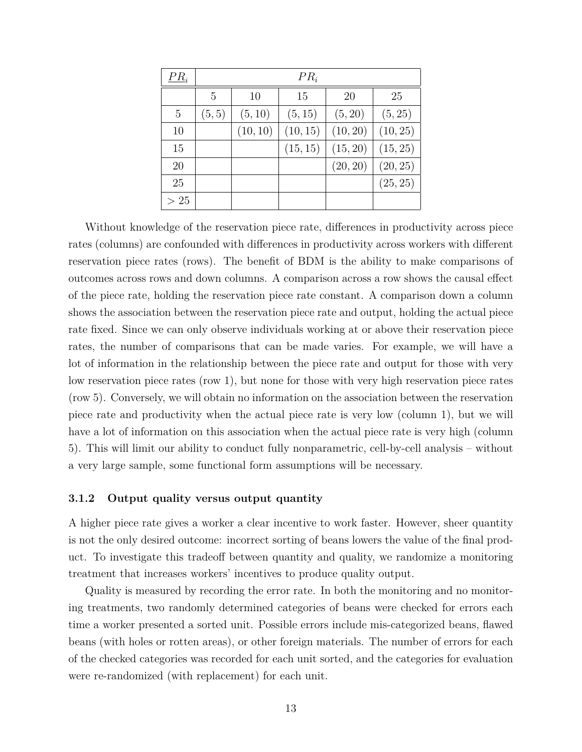| $\underline{PR}_i$ | $PR_i$ | | | | |
|---|---|---|---|---|---|
| | 5 | 10 | 15 | 20 | 25 |
| 5 | $(5, 5)$ | $(5, 10)$ | $(5, 15)$ | $(5, 20)$ | $(5, 25)$ |
| 10 | | $(10, 10)$ | $(10, 15)$ | $(10, 20)$ | $(10, 25)$ |
| 15 | | | $(15, 15)$ | $(15, 20)$ | $(15, 25)$ |
| 20 | | | | $(20, 20)$ | $(20, 25)$ |
| 25 | | | | | $(25, 25)$ |
| $> 25$ | | | | | |

Without knowledge of the reservation piece rate, differences in productivity across piece rates (columns) are confounded with differences in productivity across workers with different reservation piece rates (rows). The benefit of BDM is the ability to make comparisons of outcomes across rows and down columns. A comparison across a row shows the causal effect of the piece rate, holding the reservation piece rate constant. A comparison down a column shows the association between the reservation piece rate and output, holding the actual piece rate fixed. Since we can only observe individuals working at or above their reservation piece rates, the number of comparisons that can be made varies. For example, we will have a lot of information in the relationship between the piece rate and output for those with very low reservation piece rates (row 1), but none for those with very high reservation piece rates (row 5). Conversely, we will obtain no information on the association between the reservation piece rate and productivity when the actual piece rate is very low (column 1), but we will have a lot of information on this association when the actual piece rate is very high (column 5). This will limit our ability to conduct fully nonparametric, cell-by-cell analysis – without a very large sample, some functional form assumptions will be necessary.

### 3.1.2 Output quality versus output quantity

A higher piece rate gives a worker a clear incentive to work faster. However, sheer quantity is not the only desired outcome: incorrect sorting of beans lowers the value of the final product. To investigate this tradeoff between quantity and quality, we randomize a monitoring treatment that increases workers' incentives to produce quality output.

Quality is measured by recording the error rate. In both the monitoring and no monitoring treatments, two randomly determined categories of beans were checked for errors each time a worker presented a sorted unit. Possible errors include mis-categorized beans, flawed beans (with holes or rotten areas), or other foreign materials. The number of errors for each of the checked categories was recorded for each unit sorted, and the categories for evaluation were re-randomized (with replacement) for each unit.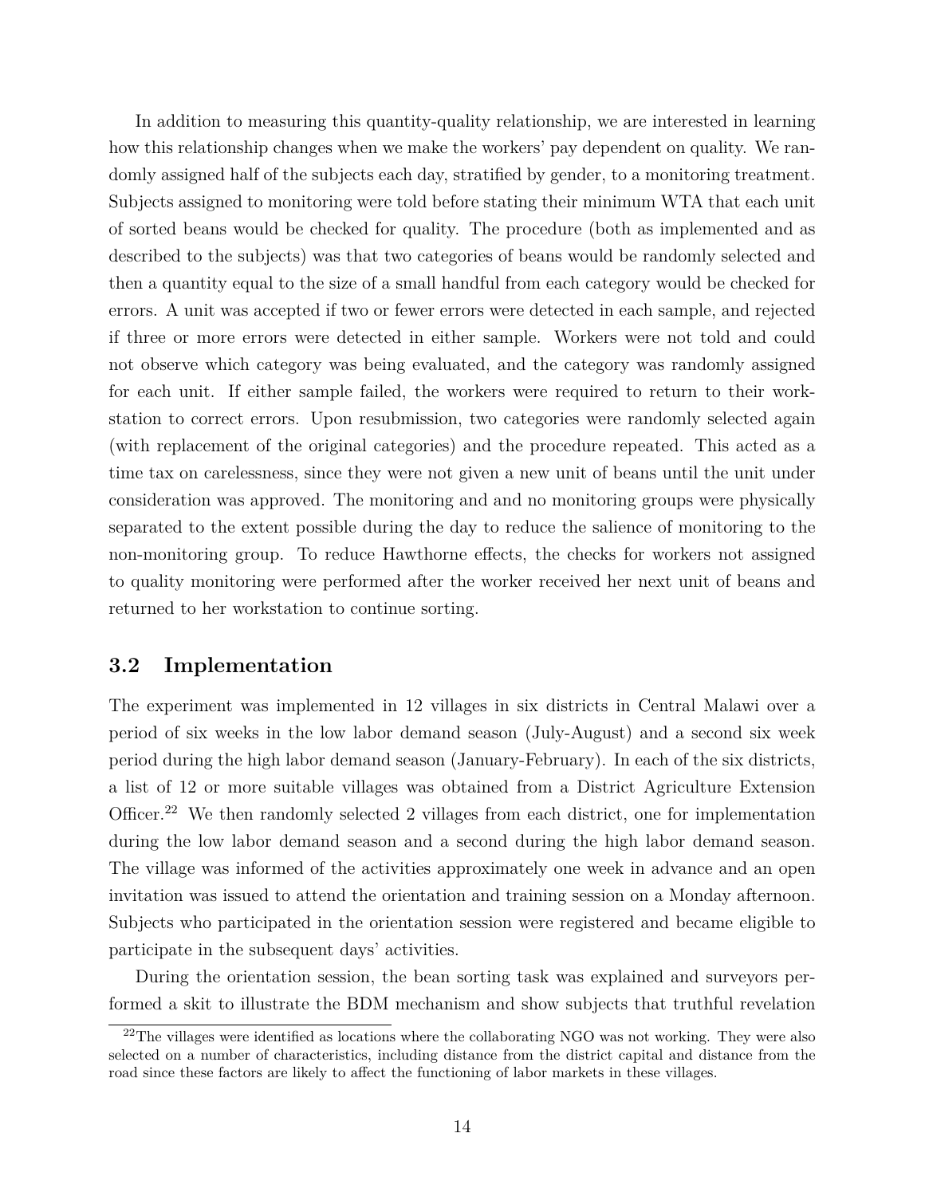In addition to measuring this quantity-quality relationship, we are interested in learning how this relationship changes when we make the workers' pay dependent on quality. We randomly assigned half of the subjects each day, stratified by gender, to a monitoring treatment. Subjects assigned to monitoring were told before stating their minimum WTA that each unit of sorted beans would be checked for quality. The procedure (both as implemented and as described to the subjects) was that two categories of beans would be randomly selected and then a quantity equal to the size of a small handful from each category would be checked for errors. A unit was accepted if two or fewer errors were detected in each sample, and rejected if three or more errors were detected in either sample. Workers were not told and could not observe which category was being evaluated, and the category was randomly assigned for each unit. If either sample failed, the workers were required to return to their workstation to correct errors. Upon resubmission, two categories were randomly selected again (with replacement of the original categories) and the procedure repeated. This acted as a time tax on carelessness, since they were not given a new unit of beans until the unit under consideration was approved. The monitoring and and no monitoring groups were physically separated to the extent possible during the day to reduce the salience of monitoring to the non-monitoring group. To reduce Hawthorne effects, the checks for workers not assigned to quality monitoring were performed after the worker received her next unit of beans and returned to her workstation to continue sorting.

## 3.2 Implementation

The experiment was implemented in 12 villages in six districts in Central Malawi over a period of six weeks in the low labor demand season (July-August) and a second six week period during the high labor demand season (January-February). In each of the six districts, a list of 12 or more suitable villages was obtained from a District Agriculture Extension Officer.[22] We then randomly selected 2 villages from each district, one for implementation during the low labor demand season and a second during the high labor demand season. The village was informed of the activities approximately one week in advance and an open invitation was issued to attend the orientation and training session on a Monday afternoon. Subjects who participated in the orientation session were registered and became eligible to participate in the subsequent days' activities.

During the orientation session, the bean sorting task was explained and surveyors performed a skit to illustrate the BDM mechanism and show subjects that truthful revelation

[22] The villages were identified as locations where the collaborating NGO was not working. They were also selected on a number of characteristics, including distance from the district capital and distance from the road since these factors are likely to affect the functioning of labor markets in these villages.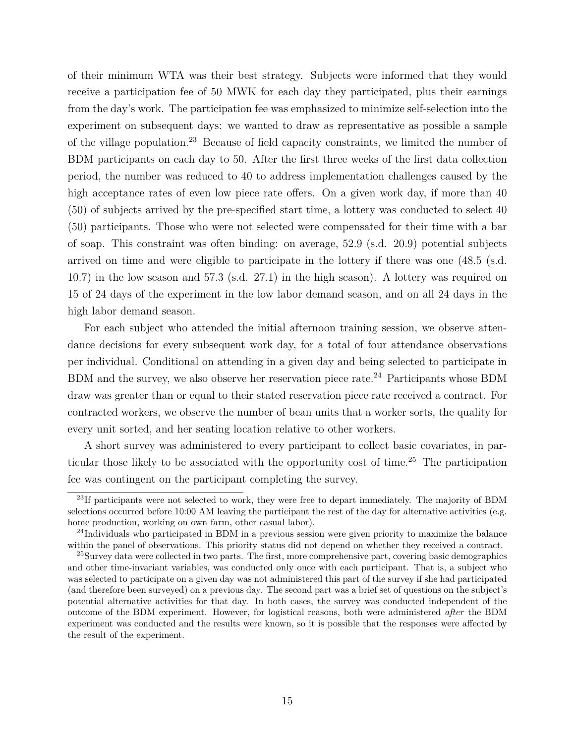of their minimum WTA was their best strategy. Subjects were informed that they would receive a participation fee of 50 MWK for each day they participated, plus their earnings from the day's work. The participation fee was emphasized to minimize self-selection into the experiment on subsequent days: we wanted to draw as representative as possible a sample of the village population.[23] Because of field capacity constraints, we limited the number of BDM participants on each day to 50. After the first three weeks of the first data collection period, the number was reduced to 40 to address implementation challenges caused by the high acceptance rates of even low piece rate offers. On a given work day, if more than 40 (50) of subjects arrived by the pre-specified start time, a lottery was conducted to select 40 (50) participants. Those who were not selected were compensated for their time with a bar of soap. This constraint was often binding: on average, 52.9 (s.d. 20.9) potential subjects arrived on time and were eligible to participate in the lottery if there was one (48.5 (s.d. 10.7) in the low season and 57.3 (s.d. 27.1) in the high season). A lottery was required on 15 of 24 days of the experiment in the low labor demand season, and on all 24 days in the high labor demand season.

For each subject who attended the initial afternoon training session, we observe attendance decisions for every subsequent work day, for a total of four attendance observations per individual. Conditional on attending in a given day and being selected to participate in BDM and the survey, we also observe her reservation piece rate.[24] Participants whose BDM draw was greater than or equal to their stated reservation piece rate received a contract. For contracted workers, we observe the number of bean units that a worker sorts, the quality for every unit sorted, and her seating location relative to other workers.

A short survey was administered to every participant to collect basic covariates, in particular those likely to be associated with the opportunity cost of time.[25] The participation fee was contingent on the participant completing the survey.

[23]If participants were not selected to work, they were free to depart immediately. The majority of BDM selections occurred before 10:00 AM leaving the participant the rest of the day for alternative activities (e.g. home production, working on own farm, other casual labor).

[24]Individuals who participated in BDM in a previous session were given priority to maximize the balance within the panel of observations. This priority status did not depend on whether they received a contract.

[25]Survey data were collected in two parts. The first, more comprehensive part, covering basic demographics and other time-invariant variables, was conducted only once with each participant. That is, a subject who was selected to participate on a given day was not administered this part of the survey if she had participated (and therefore been surveyed) on a previous day. The second part was a brief set of questions on the subject's potential alternative activities for that day. In both cases, the survey was conducted independent of the outcome of the BDM experiment. However, for logistical reasons, both were administered *after* the BDM experiment was conducted and the results were known, so it is possible that the responses were affected by the result of the experiment.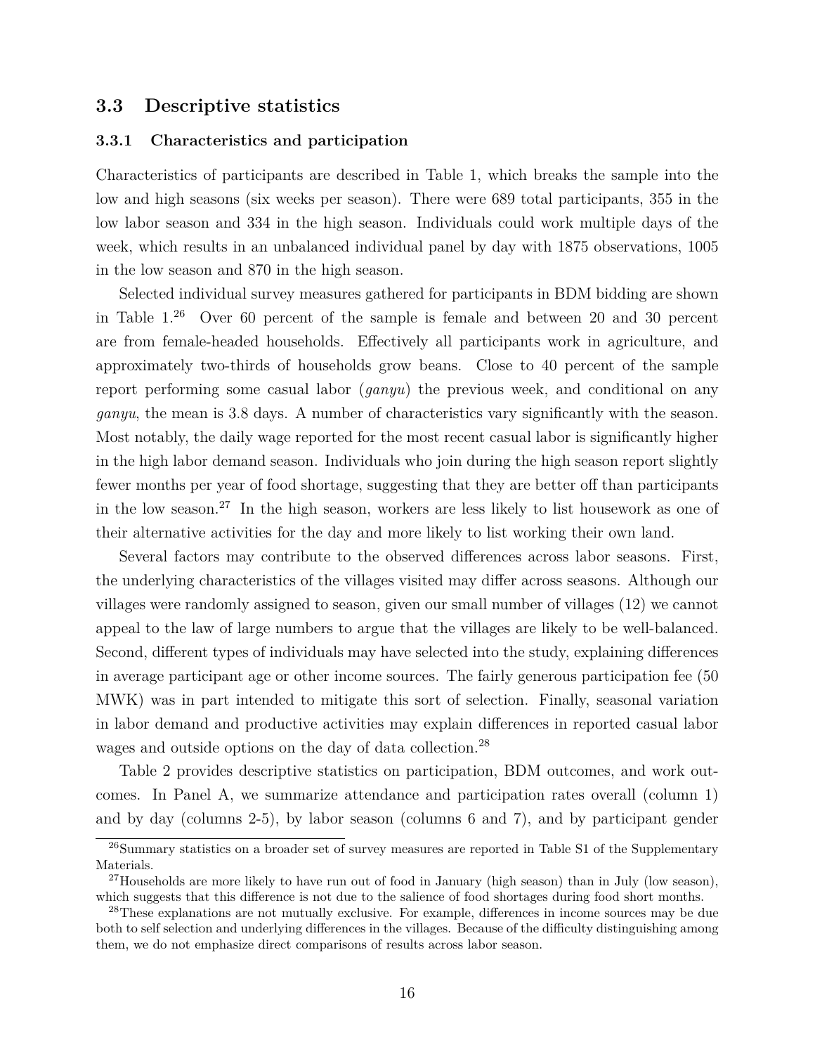## 3.3 Descriptive statistics

### 3.3.1 Characteristics and participation

Characteristics of participants are described in Table 1, which breaks the sample into the low and high seasons (six weeks per season). There were 689 total participants, 355 in the low labor season and 334 in the high season. Individuals could work multiple days of the week, which results in an unbalanced individual panel by day with 1875 observations, 1005 in the low season and 870 in the high season.

Selected individual survey measures gathered for participants in BDM bidding are shown in Table 1.[26] Over 60 percent of the sample is female and between 20 and 30 percent are from female-headed households. Effectively all participants work in agriculture, and approximately two-thirds of households grow beans. Close to 40 percent of the sample report performing some casual labor (*ganyu*) the previous week, and conditional on any *ganyu*, the mean is 3.8 days. A number of characteristics vary significantly with the season. Most notably, the daily wage reported for the most recent casual labor is significantly higher in the high labor demand season. Individuals who join during the high season report slightly fewer months per year of food shortage, suggesting that they are better off than participants in the low season.[27] In the high season, workers are less likely to list housework as one of their alternative activities for the day and more likely to list working their own land.

Several factors may contribute to the observed differences across labor seasons. First, the underlying characteristics of the villages visited may differ across seasons. Although our villages were randomly assigned to season, given our small number of villages (12) we cannot appeal to the law of large numbers to argue that the villages are likely to be well-balanced. Second, different types of individuals may have selected into the study, explaining differences in average participant age or other income sources. The fairly generous participation fee (50 MWK) was in part intended to mitigate this sort of selection. Finally, seasonal variation in labor demand and productive activities may explain differences in reported casual labor wages and outside options on the day of data collection.[28]

Table 2 provides descriptive statistics on participation, BDM outcomes, and work outcomes. In Panel A, we summarize attendance and participation rates overall (column 1) and by day (columns 2-5), by labor season (columns 6 and 7), and by participant gender

[26] Summary statistics on a broader set of survey measures are reported in Table S1 of the Supplementary Materials.

[27] Households are more likely to have run out of food in January (high season) than in July (low season), which suggests that this difference is not due to the salience of food shortages during food short months.

[28] These explanations are not mutually exclusive. For example, differences in income sources may be due both to self selection and underlying differences in the villages. Because of the difficulty distinguishing among them, we do not emphasize direct comparisons of results across labor season.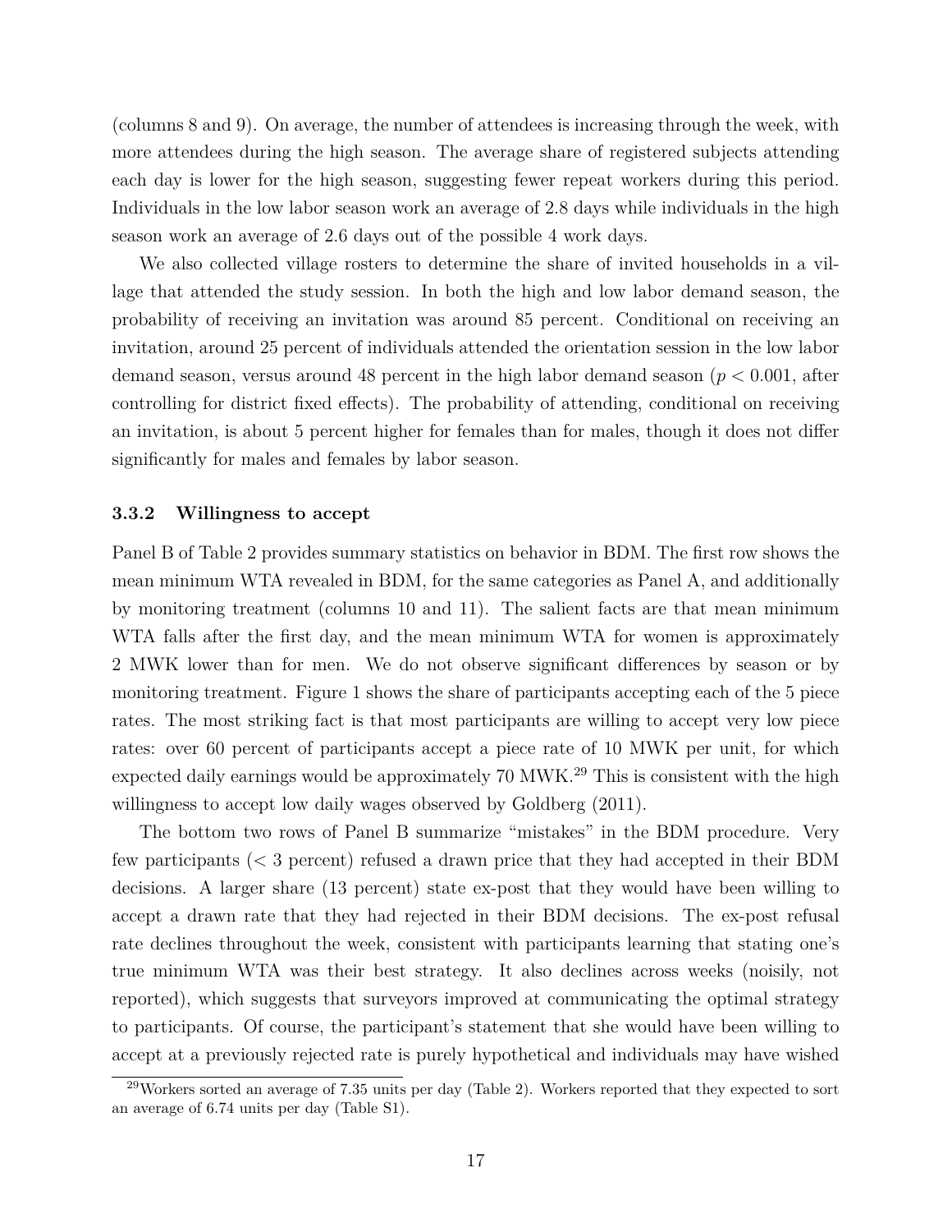(columns 8 and 9). On average, the number of attendees is increasing through the week, with more attendees during the high season. The average share of registered subjects attending each day is lower for the high season, suggesting fewer repeat workers during this period. Individuals in the low labor season work an average of 2.8 days while individuals in the high season work an average of 2.6 days out of the possible 4 work days.

We also collected village rosters to determine the share of invited households in a village that attended the study session. In both the high and low labor demand season, the probability of receiving an invitation was around 85 percent. Conditional on receiving an invitation, around 25 percent of individuals attended the orientation session in the low labor demand season, versus around 48 percent in the high labor demand season ($p < 0.001$, after controlling for district fixed effects). The probability of attending, conditional on receiving an invitation, is about 5 percent higher for females than for males, though it does not differ significantly for males and females by labor season.

### 3.3.2 Willingness to accept

Panel B of Table 2 provides summary statistics on behavior in BDM. The first row shows the mean minimum WTA revealed in BDM, for the same categories as Panel A, and additionally by monitoring treatment (columns 10 and 11). The salient facts are that mean minimum WTA falls after the first day, and the mean minimum WTA for women is approximately 2 MWK lower than for men. We do not observe significant differences by season or by monitoring treatment. Figure 1 shows the share of participants accepting each of the 5 piece rates. The most striking fact is that most participants are willing to accept very low piece rates: over 60 percent of participants accept a piece rate of 10 MWK per unit, for which expected daily earnings would be approximately 70 MWK.[29] This is consistent with the high willingness to accept low daily wages observed by Goldberg (2011).

The bottom two rows of Panel B summarize "mistakes" in the BDM procedure. Very few participants (< 3 percent) refused a drawn price that they had accepted in their BDM decisions. A larger share (13 percent) state ex-post that they would have been willing to accept a drawn rate that they had rejected in their BDM decisions. The ex-post refusal rate declines throughout the week, consistent with participants learning that stating one's true minimum WTA was their best strategy. It also declines across weeks (noisily, not reported), which suggests that surveyors improved at communicating the optimal strategy to participants. Of course, the participant's statement that she would have been willing to accept at a previously rejected rate is purely hypothetical and individuals may have wished

[29] Workers sorted an average of 7.35 units per day (Table 2). Workers reported that they expected to sort an average of 6.74 units per day (Table S1).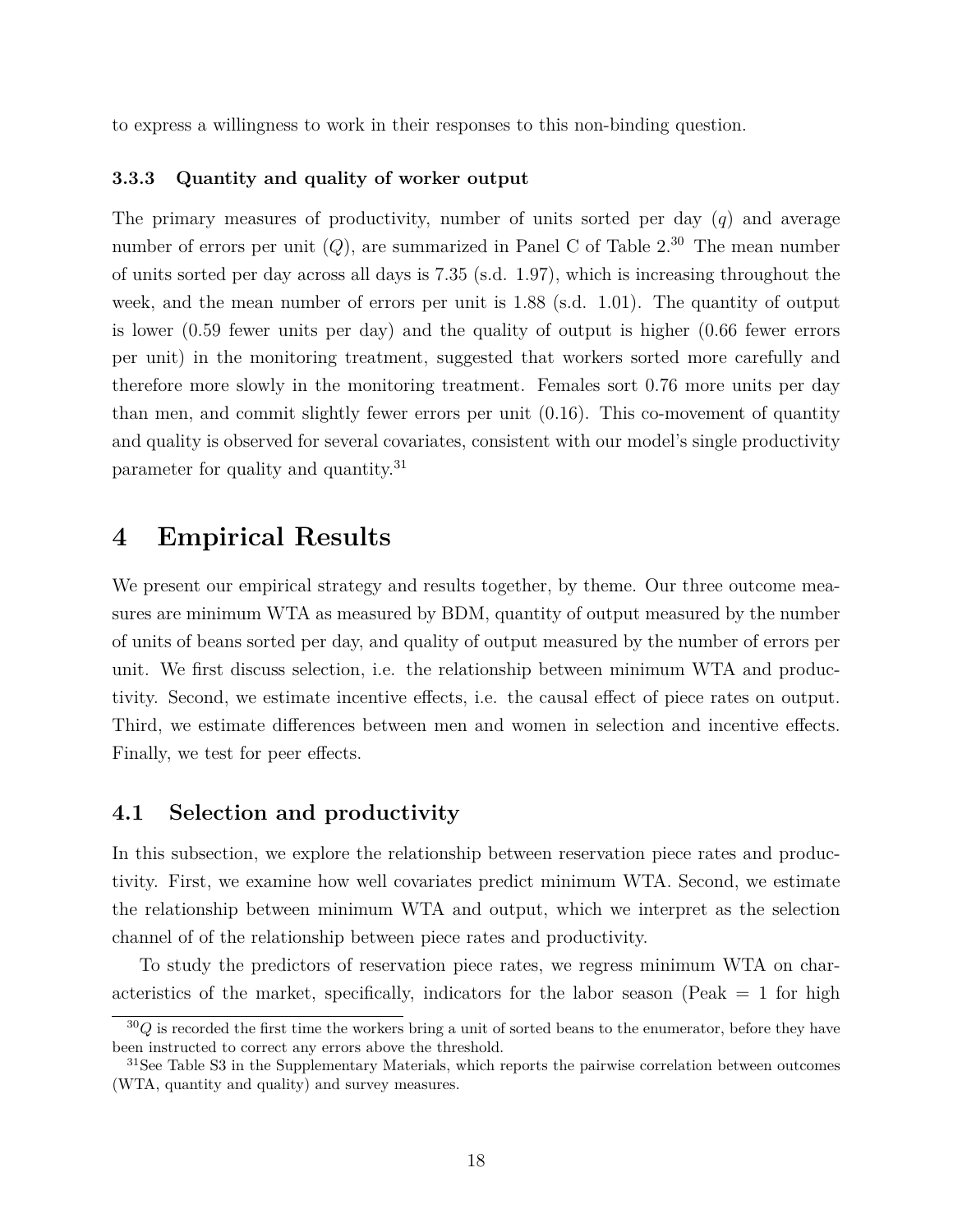to express a willingness to work in their responses to this non-binding question.

#### 3.3.3 Quantity and quality of worker output

The primary measures of productivity, number of units sorted per day ($q$) and average number of errors per unit ($Q$), are summarized in Panel C of Table 2.[30] The mean number of units sorted per day across all days is 7.35 (s.d. 1.97), which is increasing throughout the week, and the mean number of errors per unit is 1.88 (s.d. 1.01). The quantity of output is lower (0.59 fewer units per day) and the quality of output is higher (0.66 fewer errors per unit) in the monitoring treatment, suggested that workers sorted more carefully and therefore more slowly in the monitoring treatment. Females sort 0.76 more units per day than men, and commit slightly fewer errors per unit (0.16). This co-movement of quantity and quality is observed for several covariates, consistent with our model's single productivity parameter for quality and quantity.[31]

# 4 Empirical Results

We present our empirical strategy and results together, by theme. Our three outcome measures are minimum WTA as measured by BDM, quantity of output measured by the number of units of beans sorted per day, and quality of output measured by the number of errors per unit. We first discuss selection, i.e. the relationship between minimum WTA and productivity. Second, we estimate incentive effects, i.e. the causal effect of piece rates on output. Third, we estimate differences between men and women in selection and incentive effects. Finally, we test for peer effects.

## 4.1 Selection and productivity

In this subsection, we explore the relationship between reservation piece rates and productivity. First, we examine how well covariates predict minimum WTA. Second, we estimate the relationship between minimum WTA and output, which we interpret as the selection channel of of the relationship between piece rates and productivity.

To study the predictors of reservation piece rates, we regress minimum WTA on characteristics of the market, specifically, indicators for the labor season (Peak = 1 for high

[30] $Q$ is recorded the first time the workers bring a unit of sorted beans to the enumerator, before they have been instructed to correct any errors above the threshold.

[31] See Table S3 in the Supplementary Materials, which reports the pairwise correlation between outcomes (WTA, quantity and quality) and survey measures.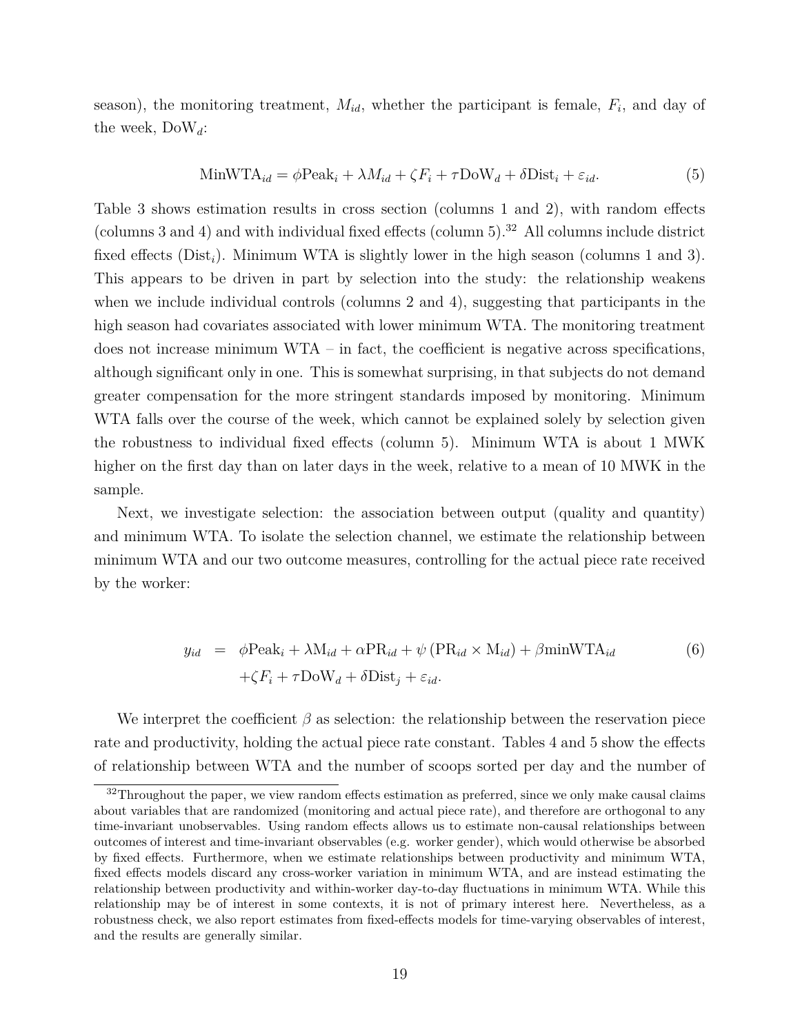season), the monitoring treatment, $M_{id}$, whether the participant is female, $F_i$, and day of the week, $\text{DoW}_d$:

$$\text{MinWTA}_{id} = \phi\text{Peak}_i + \lambda M_{id} + \zeta F_i + \tau\text{DoW}_d + \delta\text{Dist}_i + \varepsilon_{id}. \tag{5}$$

Table 3 shows estimation results in cross section (columns 1 and 2), with random effects (columns 3 and 4) and with individual fixed effects (column 5).[32] All columns include district fixed effects ($\text{Dist}_i$). Minimum WTA is slightly lower in the high season (columns 1 and 3). This appears to be driven in part by selection into the study: the relationship weakens when we include individual controls (columns 2 and 4), suggesting that participants in the high season had covariates associated with lower minimum WTA. The monitoring treatment does not increase minimum WTA – in fact, the coefficient is negative across specifications, although significant only in one. This is somewhat surprising, in that subjects do not demand greater compensation for the more stringent standards imposed by monitoring. Minimum WTA falls over the course of the week, which cannot be explained solely by selection given the robustness to individual fixed effects (column 5). Minimum WTA is about 1 MWK higher on the first day than on later days in the week, relative to a mean of 10 MWK in the sample.

Next, we investigate selection: the association between output (quality and quantity) and minimum WTA. To isolate the selection channel, we estimate the relationship between minimum WTA and our two outcome measures, controlling for the actual piece rate received by the worker:

$$\begin{aligned} y_{id} \;=\; & \phi\text{Peak}_i + \lambda\text{M}_{id} + \alpha\text{PR}_{id} + \psi\left(\text{PR}_{id} \times \text{M}_{id}\right) + \beta\text{minWTA}_{id} \\ & + \zeta F_i + \tau\text{DoW}_d + \delta\text{Dist}_j + \varepsilon_{id}. \end{aligned} \tag{6}$$

We interpret the coefficient $\beta$ as selection: the relationship between the reservation piece rate and productivity, holding the actual piece rate constant. Tables 4 and 5 show the effects of relationship between WTA and the number of scoops sorted per day and the number of

[32] Throughout the paper, we view random effects estimation as preferred, since we only make causal claims about variables that are randomized (monitoring and actual piece rate), and therefore are orthogonal to any time-invariant unobservables. Using random effects allows us to estimate non-causal relationships between outcomes of interest and time-invariant observables (e.g. worker gender), which would otherwise be absorbed by fixed effects. Furthermore, when we estimate relationships between productivity and minimum WTA, fixed effects models discard any cross-worker variation in minimum WTA, and are instead estimating the relationship between productivity and within-worker day-to-day fluctuations in minimum WTA. While this relationship may be of interest in some contexts, it is not of primary interest here. Nevertheless, as a robustness check, we also report estimates from fixed-effects models for time-varying observables of interest, and the results are generally similar.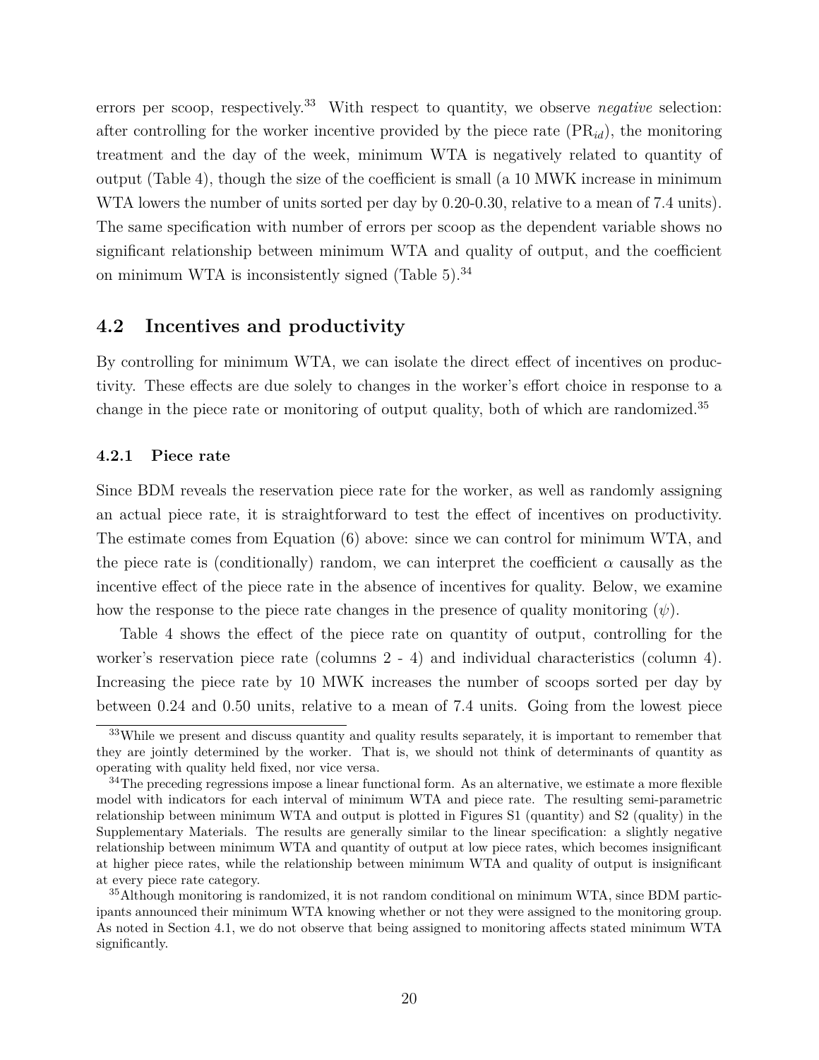errors per scoop, respectively.[33] With respect to quantity, we observe *negative* selection: after controlling for the worker incentive provided by the piece rate ($\text{PR}_{id}$), the monitoring treatment and the day of the week, minimum WTA is negatively related to quantity of output (Table 4), though the size of the coefficient is small (a 10 MWK increase in minimum WTA lowers the number of units sorted per day by 0.20-0.30, relative to a mean of 7.4 units). The same specification with number of errors per scoop as the dependent variable shows no significant relationship between minimum WTA and quality of output, and the coefficient on minimum WTA is inconsistently signed (Table 5).[34]

## 4.2 Incentives and productivity

By controlling for minimum WTA, we can isolate the direct effect of incentives on productivity. These effects are due solely to changes in the worker's effort choice in response to a change in the piece rate or monitoring of output quality, both of which are randomized.[35]

### 4.2.1 Piece rate

Since BDM reveals the reservation piece rate for the worker, as well as randomly assigning an actual piece rate, it is straightforward to test the effect of incentives on productivity. The estimate comes from Equation (6) above: since we can control for minimum WTA, and the piece rate is (conditionally) random, we can interpret the coefficient $\alpha$ causally as the incentive effect of the piece rate in the absence of incentives for quality. Below, we examine how the response to the piece rate changes in the presence of quality monitoring ($\psi$).

Table 4 shows the effect of the piece rate on quantity of output, controlling for the worker's reservation piece rate (columns 2 - 4) and individual characteristics (column 4). Increasing the piece rate by 10 MWK increases the number of scoops sorted per day by between 0.24 and 0.50 units, relative to a mean of 7.4 units. Going from the lowest piece

---

[33] While we present and discuss quantity and quality results separately, it is important to remember that they are jointly determined by the worker. That is, we should not think of determinants of quantity as operating with quality held fixed, nor vice versa.

[34] The preceding regressions impose a linear functional form. As an alternative, we estimate a more flexible model with indicators for each interval of minimum WTA and piece rate. The resulting semi-parametric relationship between minimum WTA and output is plotted in Figures S1 (quantity) and S2 (quality) in the Supplementary Materials. The results are generally similar to the linear specification: a slightly negative relationship between minimum WTA and quantity of output at low piece rates, which becomes insignificant at higher piece rates, while the relationship between minimum WTA and quality of output is insignificant at every piece rate category.

[35] Although monitoring is randomized, it is not random conditional on minimum WTA, since BDM participants announced their minimum WTA knowing whether or not they were assigned to the monitoring group. As noted in Section 4.1, we do not observe that being assigned to monitoring affects stated minimum WTA significantly.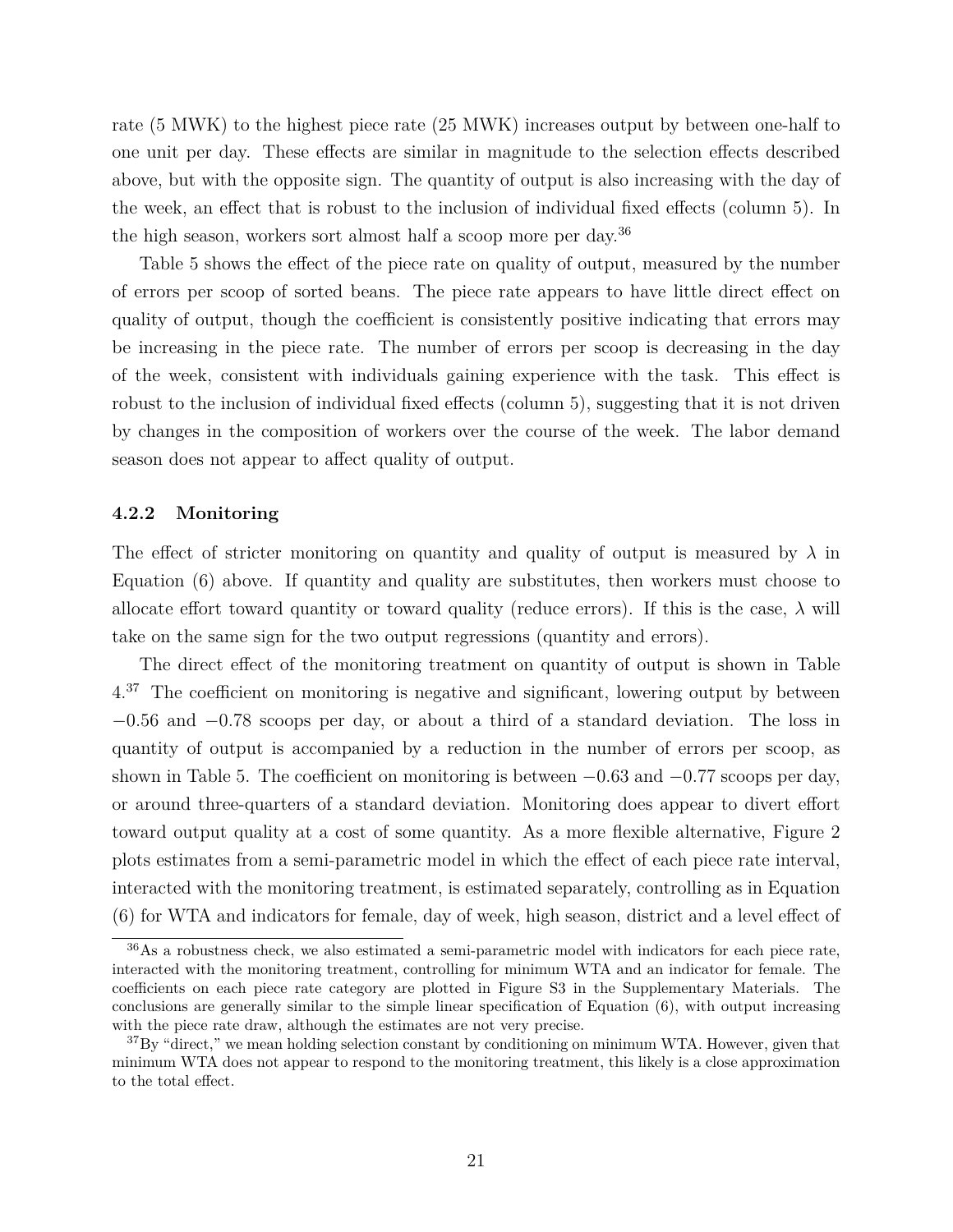rate (5 MWK) to the highest piece rate (25 MWK) increases output by between one-half to one unit per day. These effects are similar in magnitude to the selection effects described above, but with the opposite sign. The quantity of output is also increasing with the day of the week, an effect that is robust to the inclusion of individual fixed effects (column 5). In the high season, workers sort almost half a scoop more per day.[36]

Table 5 shows the effect of the piece rate on quality of output, measured by the number of errors per scoop of sorted beans. The piece rate appears to have little direct effect on quality of output, though the coefficient is consistently positive indicating that errors may be increasing in the piece rate. The number of errors per scoop is decreasing in the day of the week, consistent with individuals gaining experience with the task. This effect is robust to the inclusion of individual fixed effects (column 5), suggesting that it is not driven by changes in the composition of workers over the course of the week. The labor demand season does not appear to affect quality of output.

### 4.2.2 Monitoring

The effect of stricter monitoring on quantity and quality of output is measured by $\lambda$ in Equation (6) above. If quantity and quality are substitutes, then workers must choose to allocate effort toward quantity or toward quality (reduce errors). If this is the case, $\lambda$ will take on the same sign for the two output regressions (quantity and errors).

The direct effect of the monitoring treatment on quantity of output is shown in Table 4.[37] The coefficient on monitoring is negative and significant, lowering output by between $-0.56$ and $-0.78$ scoops per day, or about a third of a standard deviation. The loss in quantity of output is accompanied by a reduction in the number of errors per scoop, as shown in Table 5. The coefficient on monitoring is between $-0.63$ and $-0.77$ scoops per day, or around three-quarters of a standard deviation. Monitoring does appear to divert effort toward output quality at a cost of some quantity. As a more flexible alternative, Figure 2 plots estimates from a semi-parametric model in which the effect of each piece rate interval, interacted with the monitoring treatment, is estimated separately, controlling as in Equation (6) for WTA and indicators for female, day of week, high season, district and a level effect of

[36] As a robustness check, we also estimated a semi-parametric model with indicators for each piece rate, interacted with the monitoring treatment, controlling for minimum WTA and an indicator for female. The coefficients on each piece rate category are plotted in Figure S3 in the Supplementary Materials. The conclusions are generally similar to the simple linear specification of Equation (6), with output increasing with the piece rate draw, although the estimates are not very precise.

[37] By "direct," we mean holding selection constant by conditioning on minimum WTA. However, given that minimum WTA does not appear to respond to the monitoring treatment, this likely is a close approximation to the total effect.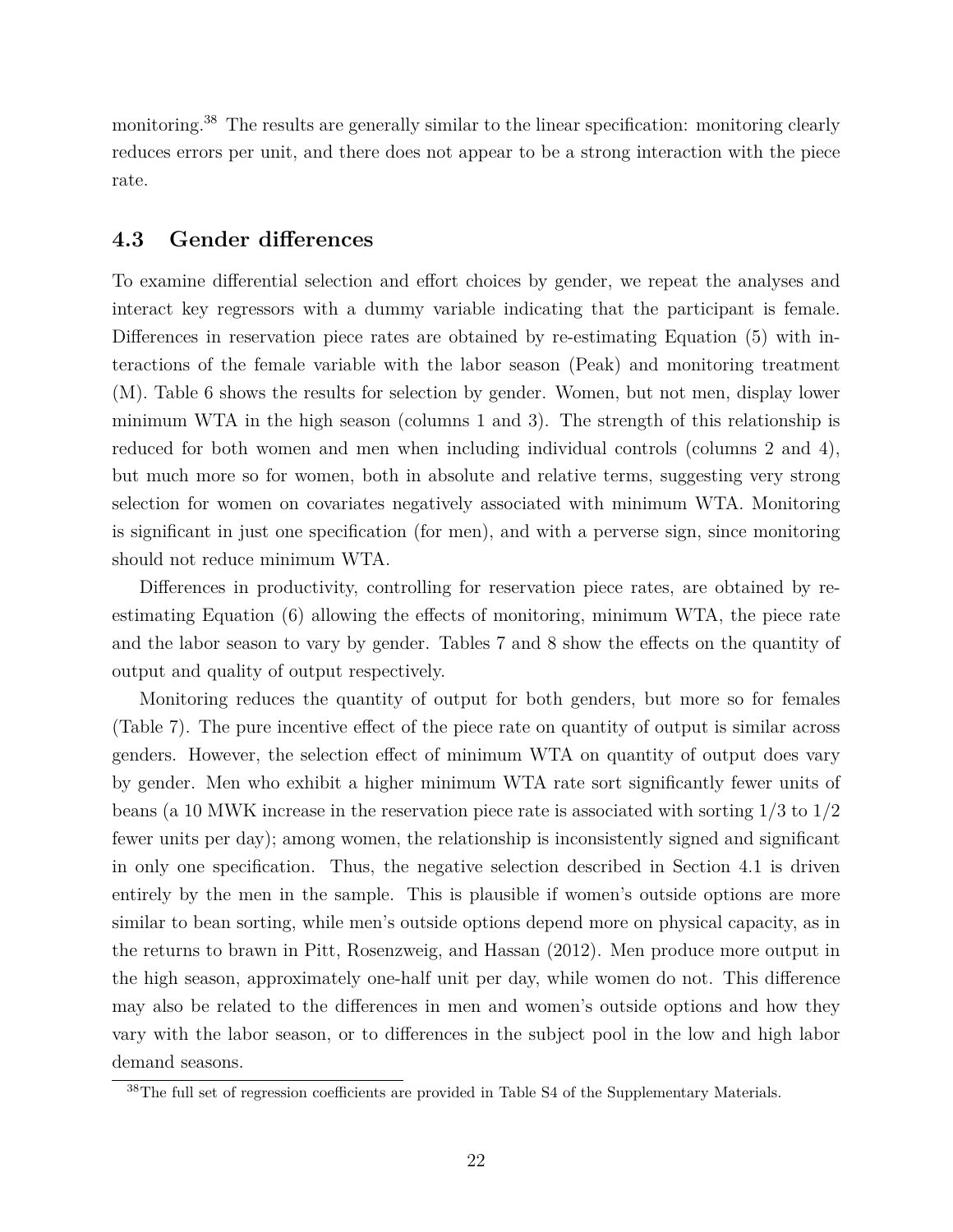monitoring.[38] The results are generally similar to the linear specification: monitoring clearly reduces errors per unit, and there does not appear to be a strong interaction with the piece rate.

### 4.3 Gender differences

To examine differential selection and effort choices by gender, we repeat the analyses and interact key regressors with a dummy variable indicating that the participant is female. Differences in reservation piece rates are obtained by re-estimating Equation (5) with interactions of the female variable with the labor season (Peak) and monitoring treatment (M). Table 6 shows the results for selection by gender. Women, but not men, display lower minimum WTA in the high season (columns 1 and 3). The strength of this relationship is reduced for both women and men when including individual controls (columns 2 and 4), but much more so for women, both in absolute and relative terms, suggesting very strong selection for women on covariates negatively associated with minimum WTA. Monitoring is significant in just one specification (for men), and with a perverse sign, since monitoring should not reduce minimum WTA.

Differences in productivity, controlling for reservation piece rates, are obtained by re-estimating Equation (6) allowing the effects of monitoring, minimum WTA, the piece rate and the labor season to vary by gender. Tables 7 and 8 show the effects on the quantity of output and quality of output respectively.

Monitoring reduces the quantity of output for both genders, but more so for females (Table 7). The pure incentive effect of the piece rate on quantity of output is similar across genders. However, the selection effect of minimum WTA on quantity of output does vary by gender. Men who exhibit a higher minimum WTA rate sort significantly fewer units of beans (a 10 MWK increase in the reservation piece rate is associated with sorting 1/3 to 1/2 fewer units per day); among women, the relationship is inconsistently signed and significant in only one specification. Thus, the negative selection described in Section 4.1 is driven entirely by the men in the sample. This is plausible if women's outside options are more similar to bean sorting, while men's outside options depend more on physical capacity, as in the returns to brawn in Pitt, Rosenzweig, and Hassan (2012). Men produce more output in the high season, approximately one-half unit per day, while women do not. This difference may also be related to the differences in men and women's outside options and how they vary with the labor season, or to differences in the subject pool in the low and high labor demand seasons.

[38] The full set of regression coefficients are provided in Table S4 of the Supplementary Materials.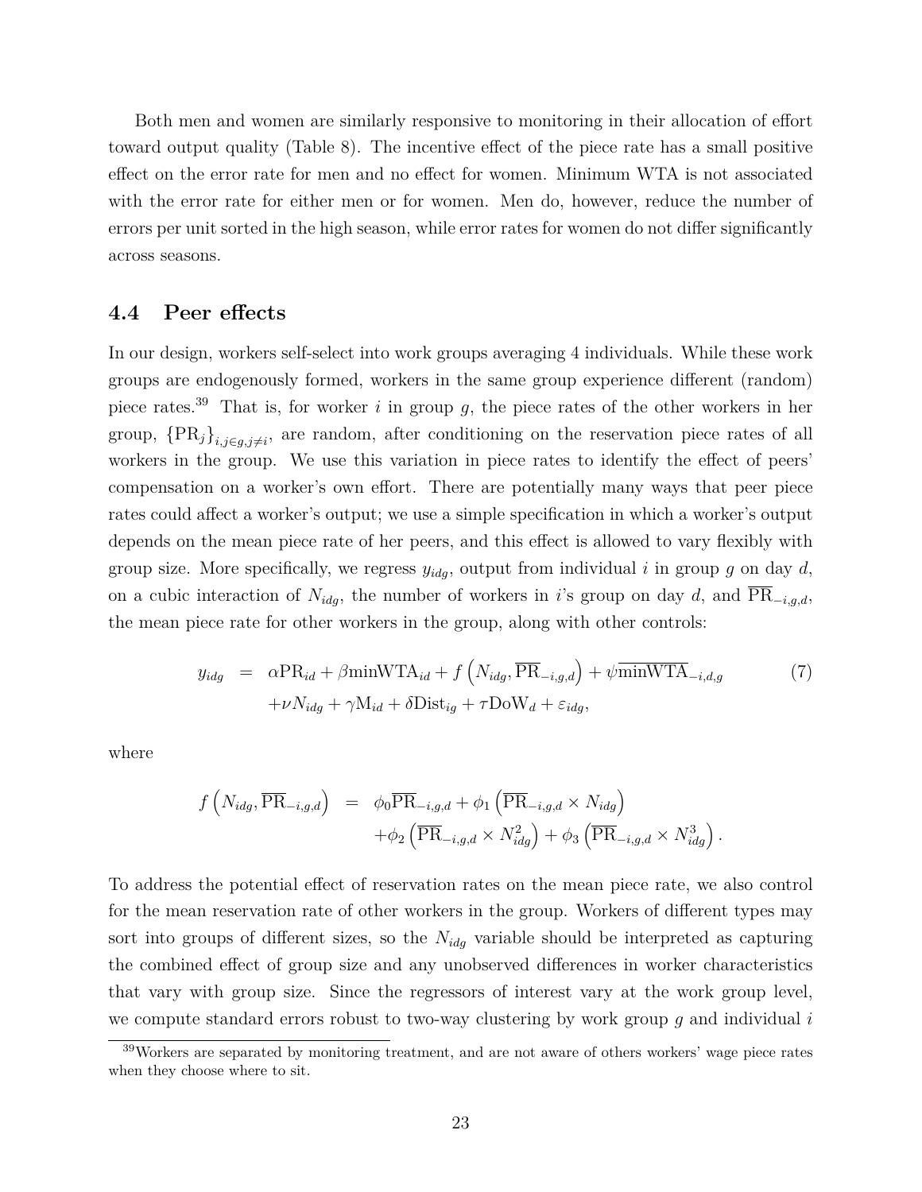Both men and women are similarly responsive to monitoring in their allocation of effort toward output quality (Table 8). The incentive effect of the piece rate has a small positive effect on the error rate for men and no effect for women. Minimum WTA is not associated with the error rate for either men or for women. Men do, however, reduce the number of errors per unit sorted in the high season, while error rates for women do not differ significantly across seasons.

### 4.4 Peer effects

In our design, workers self-select into work groups averaging 4 individuals. While these work groups are endogenously formed, workers in the same group experience different (random) piece rates.[39] That is, for worker $i$ in group $g$, the piece rates of the other workers in her group, $\{\text{PR}_j\}_{i,j \in g, j \neq i}$, are random, after conditioning on the reservation piece rates of all workers in the group. We use this variation in piece rates to identify the effect of peers' compensation on a worker's own effort. There are potentially many ways that peer piece rates could affect a worker's output; we use a simple specification in which a worker's output depends on the mean piece rate of her peers, and this effect is allowed to vary flexibly with group size. More specifically, we regress $y_{idg}$, output from individual $i$ in group $g$ on day $d$, on a cubic interaction of $N_{idg}$, the number of workers in $i$'s group on day $d$, and $\overline{\text{PR}}_{-i,g,d}$, the mean piece rate for other workers in the group, along with other controls:

$$
\begin{aligned}
y_{idg} \quad = \quad & \alpha \text{PR}_{id} + \beta \text{minWTA}_{id} + f\left(N_{idg}, \overline{\text{PR}}_{-i,g,d}\right) + \psi \overline{\text{minWTA}}_{-i,d,g} \\
& + \nu N_{idg} + \gamma \text{M}_{id} + \delta \text{Dist}_{ig} + \tau \text{DoW}_d + \varepsilon_{idg},
\end{aligned} \tag{7}
$$

where

$$
\begin{aligned}
f\left(N_{idg}, \overline{\text{PR}}_{-i,g,d}\right) \quad = \quad & \phi_0 \overline{\text{PR}}_{-i,g,d} + \phi_1 \left(\overline{\text{PR}}_{-i,g,d} \times N_{idg}\right) \\
& + \phi_2 \left(\overline{\text{PR}}_{-i,g,d} \times N_{idg}^2\right) + \phi_3 \left(\overline{\text{PR}}_{-i,g,d} \times N_{idg}^3\right).
\end{aligned}
$$

To address the potential effect of reservation rates on the mean piece rate, we also control for the mean reservation rate of other workers in the group. Workers of different types may sort into groups of different sizes, so the $N_{idg}$ variable should be interpreted as capturing the combined effect of group size and any unobserved differences in worker characteristics that vary with group size. Since the regressors of interest vary at the work group level, we compute standard errors robust to two-way clustering by work group $g$ and individual $i$

[39] Workers are separated by monitoring treatment, and are not aware of others workers' wage piece rates when they choose where to sit.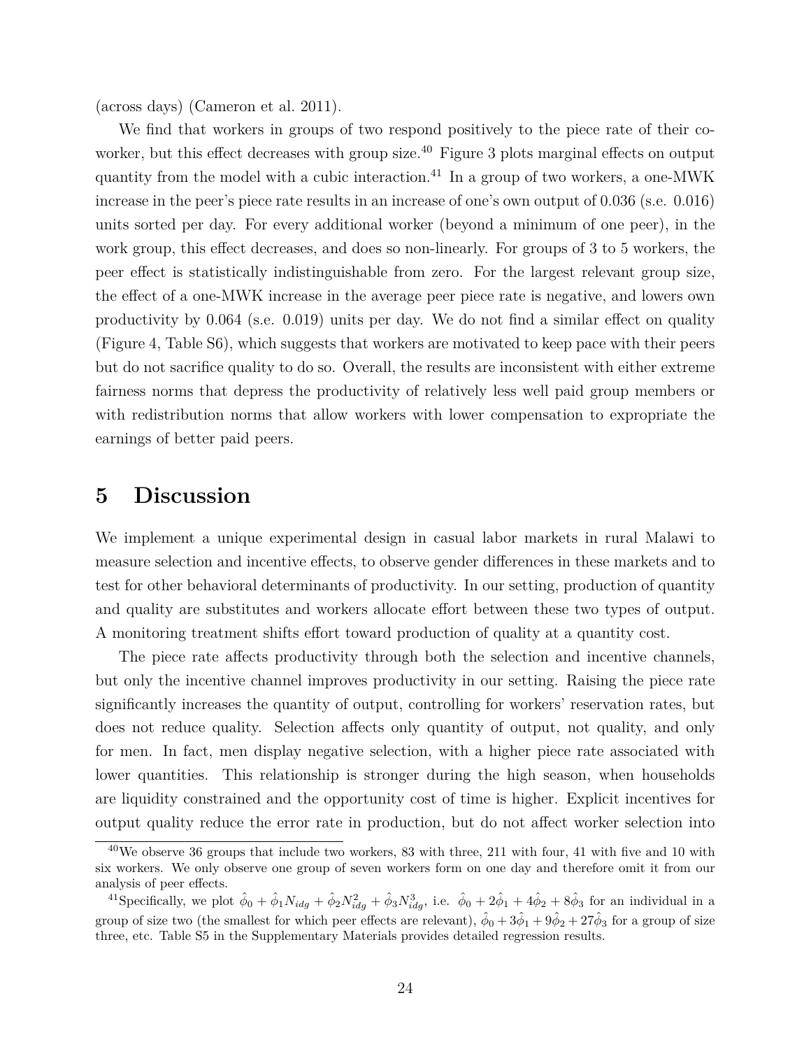(across days) (Cameron et al. 2011).

We find that workers in groups of two respond positively to the piece rate of their co-worker, but this effect decreases with group size.[40] Figure 3 plots marginal effects on output quantity from the model with a cubic interaction.[41] In a group of two workers, a one-MWK increase in the peer's piece rate results in an increase of one's own output of 0.036 (s.e. 0.016) units sorted per day. For every additional worker (beyond a minimum of one peer), in the work group, this effect decreases, and does so non-linearly. For groups of 3 to 5 workers, the peer effect is statistically indistinguishable from zero. For the largest relevant group size, the effect of a one-MWK increase in the average peer piece rate is negative, and lowers own productivity by 0.064 (s.e. 0.019) units per day. We do not find a similar effect on quality (Figure 4, Table S6), which suggests that workers are motivated to keep pace with their peers but do not sacrifice quality to do so. Overall, the results are inconsistent with either extreme fairness norms that depress the productivity of relatively less well paid group members or with redistribution norms that allow workers with lower compensation to expropriate the earnings of better paid peers.

# 5 Discussion

We implement a unique experimental design in casual labor markets in rural Malawi to measure selection and incentive effects, to observe gender differences in these markets and to test for other behavioral determinants of productivity. In our setting, production of quantity and quality are substitutes and workers allocate effort between these two types of output. A monitoring treatment shifts effort toward production of quality at a quantity cost.

The piece rate affects productivity through both the selection and incentive channels, but only the incentive channel improves productivity in our setting. Raising the piece rate significantly increases the quantity of output, controlling for workers' reservation rates, but does not reduce quality. Selection affects only quantity of output, not quality, and only for men. In fact, men display negative selection, with a higher piece rate associated with lower quantities. This relationship is stronger during the high season, when households are liquidity constrained and the opportunity cost of time is higher. Explicit incentives for output quality reduce the error rate in production, but do not affect worker selection into

[40] We observe 36 groups that include two workers, 83 with three, 211 with four, 41 with five and 10 with six workers. We only observe one group of seven workers form on one day and therefore omit it from our analysis of peer effects.

[41] Specifically, we plot $\hat{\phi}_0 + \hat{\phi}_1 N_{idg} + \hat{\phi}_2 N_{idg}^2 + \hat{\phi}_3 N_{idg}^3$, i.e. $\hat{\phi}_0 + 2\hat{\phi}_1 + 4\hat{\phi}_2 + 8\hat{\phi}_3$ for an individual in a group of size two (the smallest for which peer effects are relevant), $\hat{\phi}_0 + 3\hat{\phi}_1 + 9\hat{\phi}_2 + 27\hat{\phi}_3$ for a group of size three, etc. Table S5 in the Supplementary Materials provides detailed regression results.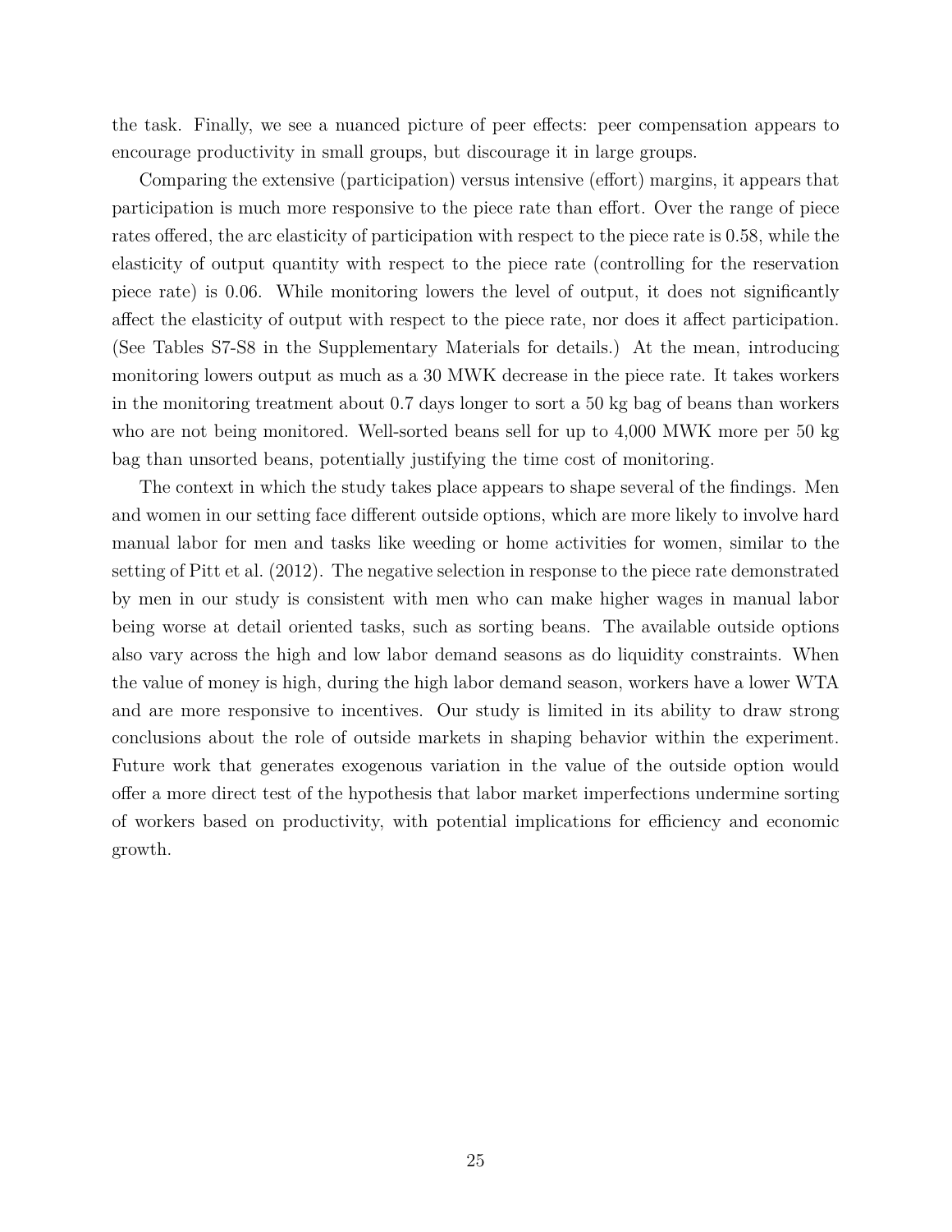the task. Finally, we see a nuanced picture of peer effects: peer compensation appears to encourage productivity in small groups, but discourage it in large groups.

Comparing the extensive (participation) versus intensive (effort) margins, it appears that participation is much more responsive to the piece rate than effort. Over the range of piece rates offered, the arc elasticity of participation with respect to the piece rate is 0.58, while the elasticity of output quantity with respect to the piece rate (controlling for the reservation piece rate) is 0.06. While monitoring lowers the level of output, it does not significantly affect the elasticity of output with respect to the piece rate, nor does it affect participation. (See Tables S7-S8 in the Supplementary Materials for details.) At the mean, introducing monitoring lowers output as much as a 30 MWK decrease in the piece rate. It takes workers in the monitoring treatment about 0.7 days longer to sort a 50 kg bag of beans than workers who are not being monitored. Well-sorted beans sell for up to 4,000 MWK more per 50 kg bag than unsorted beans, potentially justifying the time cost of monitoring.

The context in which the study takes place appears to shape several of the findings. Men and women in our setting face different outside options, which are more likely to involve hard manual labor for men and tasks like weeding or home activities for women, similar to the setting of Pitt et al. (2012). The negative selection in response to the piece rate demonstrated by men in our study is consistent with men who can make higher wages in manual labor being worse at detail oriented tasks, such as sorting beans. The available outside options also vary across the high and low labor demand seasons as do liquidity constraints. When the value of money is high, during the high labor demand season, workers have a lower WTA and are more responsive to incentives. Our study is limited in its ability to draw strong conclusions about the role of outside markets in shaping behavior within the experiment. Future work that generates exogenous variation in the value of the outside option would offer a more direct test of the hypothesis that labor market imperfections undermine sorting of workers based on productivity, with potential implications for efficiency and economic growth.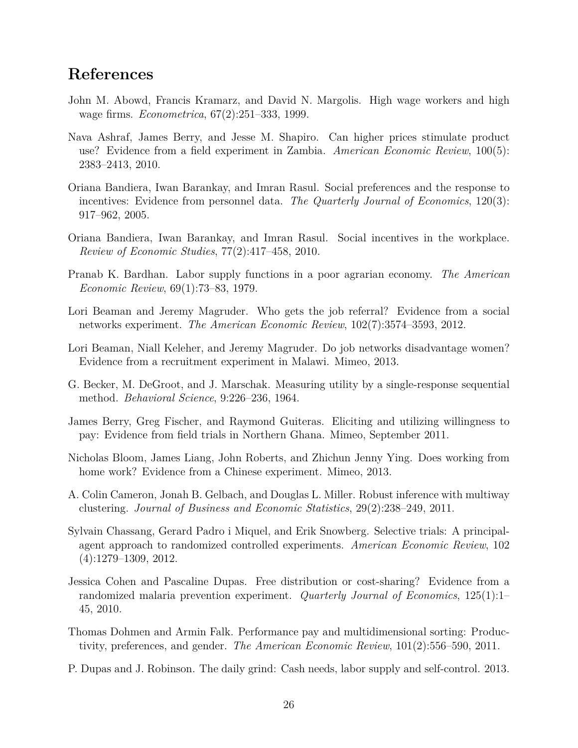# References

John M. Abowd, Francis Kramarz, and David N. Margolis. High wage workers and high wage firms. *Econometrica*, 67(2):251–333, 1999.

Nava Ashraf, James Berry, and Jesse M. Shapiro. Can higher prices stimulate product use? Evidence from a field experiment in Zambia. *American Economic Review*, 100(5): 2383–2413, 2010.

Oriana Bandiera, Iwan Barankay, and Imran Rasul. Social preferences and the response to incentives: Evidence from personnel data. *The Quarterly Journal of Economics*, 120(3): 917–962, 2005.

Oriana Bandiera, Iwan Barankay, and Imran Rasul. Social incentives in the workplace. *Review of Economic Studies*, 77(2):417–458, 2010.

Pranab K. Bardhan. Labor supply functions in a poor agrarian economy. *The American Economic Review*, 69(1):73–83, 1979.

Lori Beaman and Jeremy Magruder. Who gets the job referral? Evidence from a social networks experiment. *The American Economic Review*, 102(7):3574–3593, 2012.

Lori Beaman, Niall Keleher, and Jeremy Magruder. Do job networks disadvantage women? Evidence from a recruitment experiment in Malawi. Mimeo, 2013.

G. Becker, M. DeGroot, and J. Marschak. Measuring utility by a single-response sequential method. *Behavioral Science*, 9:226–236, 1964.

James Berry, Greg Fischer, and Raymond Guiteras. Eliciting and utilizing willingness to pay: Evidence from field trials in Northern Ghana. Mimeo, September 2011.

Nicholas Bloom, James Liang, John Roberts, and Zhichun Jenny Ying. Does working from home work? Evidence from a Chinese experiment. Mimeo, 2013.

A. Colin Cameron, Jonah B. Gelbach, and Douglas L. Miller. Robust inference with multiway clustering. *Journal of Business and Economic Statistics*, 29(2):238–249, 2011.

Sylvain Chassang, Gerard Padro i Miquel, and Erik Snowberg. Selective trials: A principal-agent approach to randomized controlled experiments. *American Economic Review*, 102 (4):1279–1309, 2012.

Jessica Cohen and Pascaline Dupas. Free distribution or cost-sharing? Evidence from a randomized malaria prevention experiment. *Quarterly Journal of Economics*, 125(1):1–45, 2010.

Thomas Dohmen and Armin Falk. Performance pay and multidimensional sorting: Productivity, preferences, and gender. *The American Economic Review*, 101(2):556–590, 2011.

P. Dupas and J. Robinson. The daily grind: Cash needs, labor supply and self-control. 2013.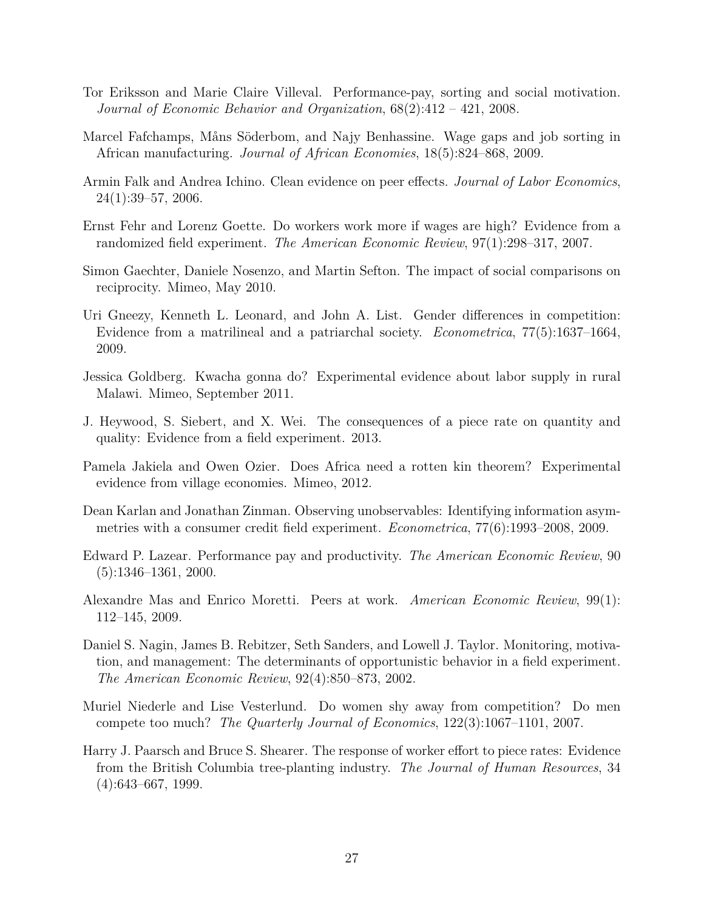Tor Eriksson and Marie Claire Villeval. Performance-pay, sorting and social motivation. *Journal of Economic Behavior and Organization*, 68(2):412 – 421, 2008.

Marcel Fafchamps, Måns Söderbom, and Najy Benhassine. Wage gaps and job sorting in African manufacturing. *Journal of African Economies*, 18(5):824–868, 2009.

Armin Falk and Andrea Ichino. Clean evidence on peer effects. *Journal of Labor Economics*, 24(1):39–57, 2006.

Ernst Fehr and Lorenz Goette. Do workers work more if wages are high? Evidence from a randomized field experiment. *The American Economic Review*, 97(1):298–317, 2007.

Simon Gaechter, Daniele Nosenzo, and Martin Sefton. The impact of social comparisons on reciprocity. Mimeo, May 2010.

Uri Gneezy, Kenneth L. Leonard, and John A. List. Gender differences in competition: Evidence from a matrilineal and a patriarchal society. *Econometrica*, 77(5):1637–1664, 2009.

Jessica Goldberg. Kwacha gonna do? Experimental evidence about labor supply in rural Malawi. Mimeo, September 2011.

J. Heywood, S. Siebert, and X. Wei. The consequences of a piece rate on quantity and quality: Evidence from a field experiment. 2013.

Pamela Jakiela and Owen Ozier. Does Africa need a rotten kin theorem? Experimental evidence from village economies. Mimeo, 2012.

Dean Karlan and Jonathan Zinman. Observing unobservables: Identifying information asymmetries with a consumer credit field experiment. *Econometrica*, 77(6):1993–2008, 2009.

Edward P. Lazear. Performance pay and productivity. *The American Economic Review*, 90 (5):1346–1361, 2000.

Alexandre Mas and Enrico Moretti. Peers at work. *American Economic Review*, 99(1): 112–145, 2009.

Daniel S. Nagin, James B. Rebitzer, Seth Sanders, and Lowell J. Taylor. Monitoring, motivation, and management: The determinants of opportunistic behavior in a field experiment. *The American Economic Review*, 92(4):850–873, 2002.

Muriel Niederle and Lise Vesterlund. Do women shy away from competition? Do men compete too much? *The Quarterly Journal of Economics*, 122(3):1067–1101, 2007.

Harry J. Paarsch and Bruce S. Shearer. The response of worker effort to piece rates: Evidence from the British Columbia tree-planting industry. *The Journal of Human Resources*, 34 (4):643–667, 1999.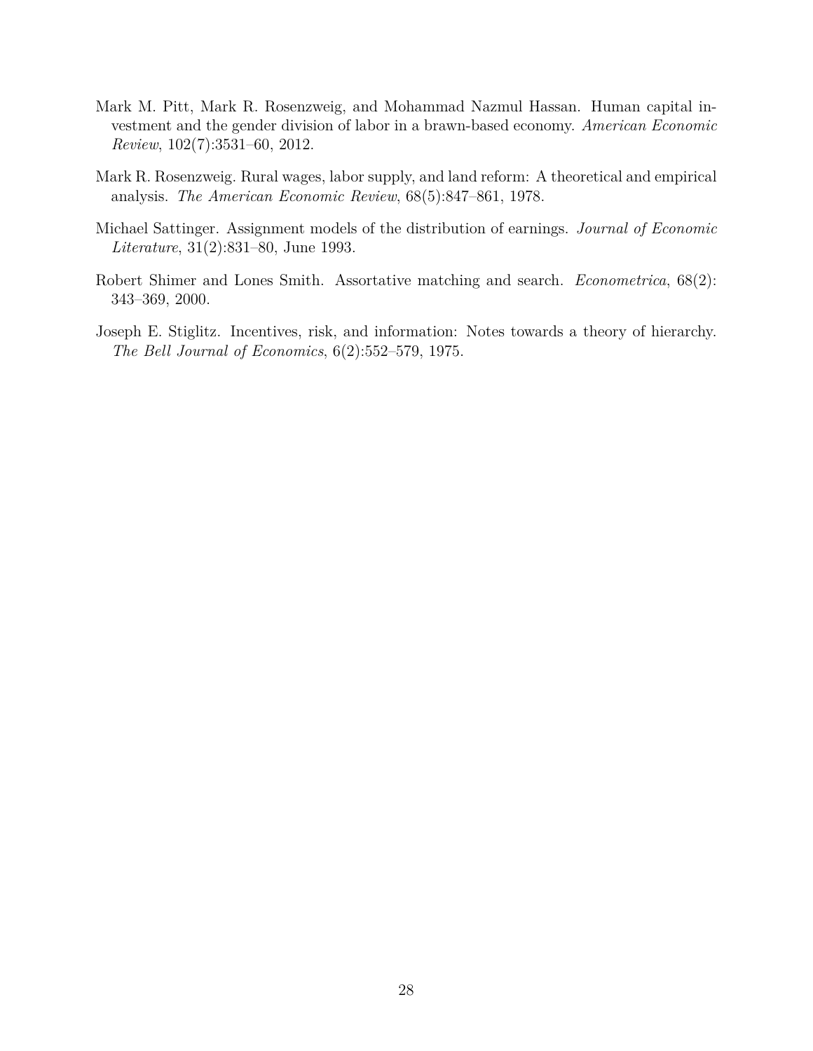Mark M. Pitt, Mark R. Rosenzweig, and Mohammad Nazmul Hassan. Human capital investment and the gender division of labor in a brawn-based economy. *American Economic Review*, 102(7):3531–60, 2012.

Mark R. Rosenzweig. Rural wages, labor supply, and land reform: A theoretical and empirical analysis. *The American Economic Review*, 68(5):847–861, 1978.

Michael Sattinger. Assignment models of the distribution of earnings. *Journal of Economic Literature*, 31(2):831–80, June 1993.

Robert Shimer and Lones Smith. Assortative matching and search. *Econometrica*, 68(2): 343–369, 2000.

Joseph E. Stiglitz. Incentives, risk, and information: Notes towards a theory of hierarchy. *The Bell Journal of Economics*, 6(2):552–579, 1975.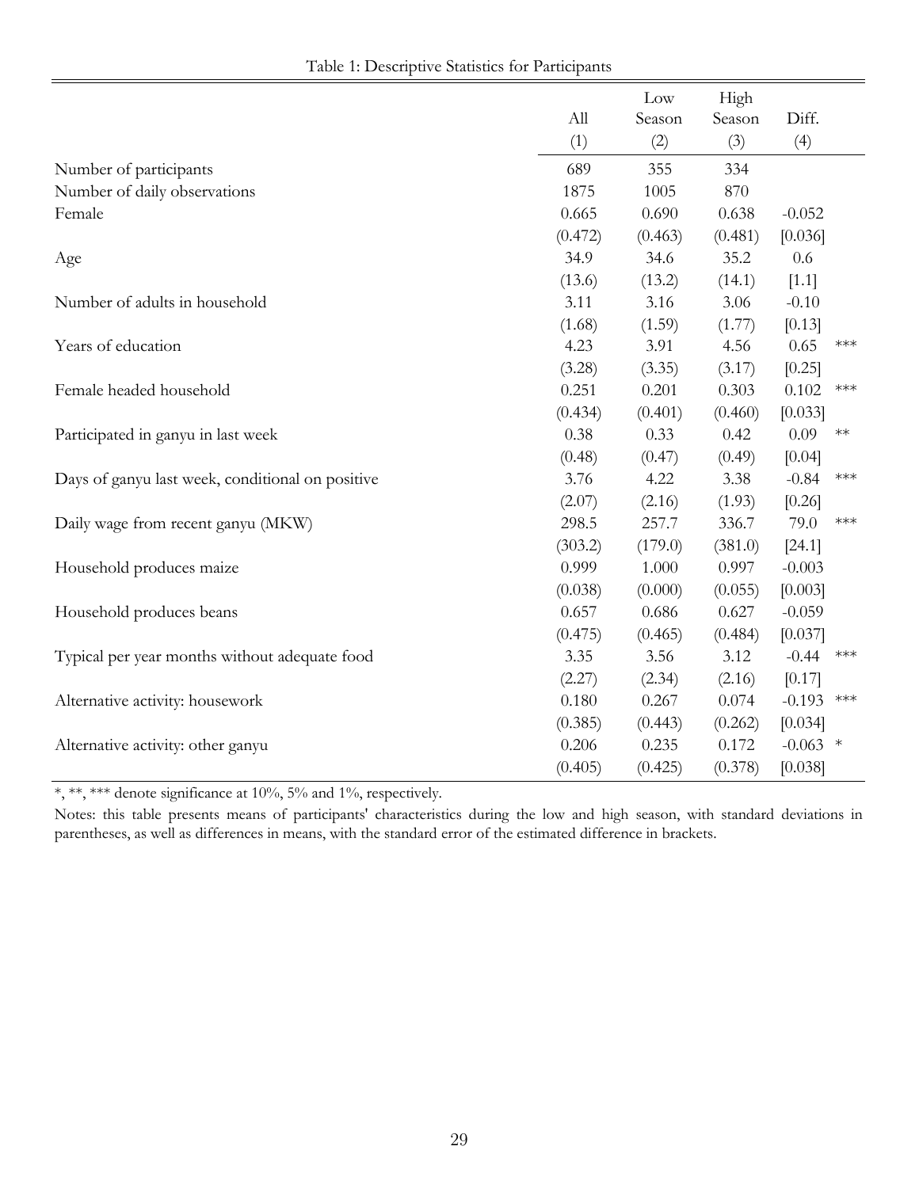Table 1: Descriptive Statistics for Participants

| | All | Low Season | High Season | Diff. | |
|---|---|---|---|---|---|
| | (1) | (2) | (3) | (4) | |
| Number of participants | 689 | 355 | 334 | | |
| Number of daily observations | 1875 | 1005 | 870 | | |
| Female | 0.665 | 0.690 | 0.638 | -0.052 | |
| | (0.472) | (0.463) | (0.481) | [0.036] | |
| Age | 34.9 | 34.6 | 35.2 | 0.6 | |
| | (13.6) | (13.2) | (14.1) | [1.1] | |
| Number of adults in household | 3.11 | 3.16 | 3.06 | -0.10 | |
| | (1.68) | (1.59) | (1.77) | [0.13] | |
| Years of education | 4.23 | 3.91 | 4.56 | 0.65 | *** |
| | (3.28) | (3.35) | (3.17) | [0.25] | |
| Female headed household | 0.251 | 0.201 | 0.303 | 0.102 | *** |
| | (0.434) | (0.401) | (0.460) | [0.033] | |
| Participated in ganyu in last week | 0.38 | 0.33 | 0.42 | 0.09 | ** |
| | (0.48) | (0.47) | (0.49) | [0.04] | |
| Days of ganyu last week, conditional on positive | 3.76 | 4.22 | 3.38 | -0.84 | *** |
| | (2.07) | (2.16) | (1.93) | [0.26] | |
| Daily wage from recent ganyu (MKW) | 298.5 | 257.7 | 336.7 | 79.0 | *** |
| | (303.2) | (179.0) | (381.0) | [24.1] | |
| Household produces maize | 0.999 | 1.000 | 0.997 | -0.003 | |
| | (0.038) | (0.000) | (0.055) | [0.003] | |
| Household produces beans | 0.657 | 0.686 | 0.627 | -0.059 | |
| | (0.475) | (0.465) | (0.484) | [0.037] | |
| Typical per year months without adequate food | 3.35 | 3.56 | 3.12 | -0.44 | *** |
| | (2.27) | (2.34) | (2.16) | [0.17] | |
| Alternative activity: housework | 0.180 | 0.267 | 0.074 | -0.193 | *** |
| | (0.385) | (0.443) | (0.262) | [0.034] | |
| Alternative activity: other ganyu | 0.206 | 0.235 | 0.172 | -0.063 | * |
| | (0.405) | (0.425) | (0.378) | [0.038] | |

*, **, *** denote significance at 10%, 5% and 1%, respectively.

Notes: this table presents means of participants' characteristics during the low and high season, with standard deviations in parentheses, as well as differences in means, with the standard error of the estimated difference in brackets.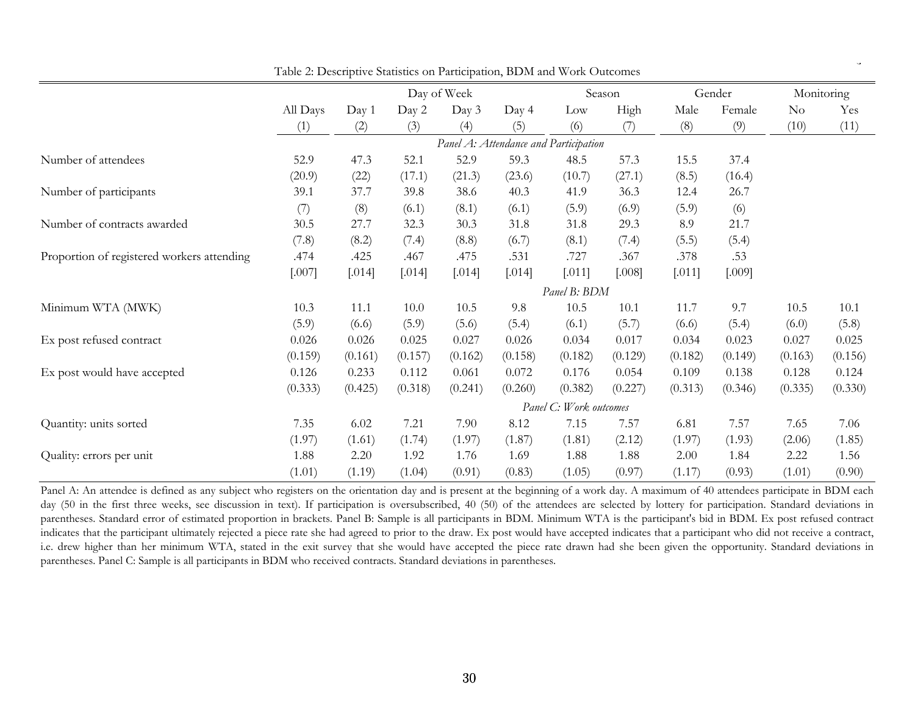Table 2: Descriptive Statistics on Participation, BDM and Work Outcomes

| | All Days | Day of Week | | | | Season | | Gender | | Monitoring | |
|---|---|---|---|---|---|---|---|---|---|---|---|
| | All Days | Day 1 | Day 2 | Day 3 | Day 4 | Low | High | Male | Female | No | Yes |
| | (1) | (2) | (3) | (4) | (5) | (6) | (7) | (8) | (9) | (10) | (11) |
| | | | | | *Panel A: Attendance and Participation* | | | | | | |
| Number of attendees | 52.9 | 47.3 | 52.1 | 52.9 | 59.3 | 48.5 | 57.3 | 15.5 | 37.4 | | |
| | (20.9) | (22) | (17.1) | (21.3) | (23.6) | (10.7) | (27.1) | (8.5) | (16.4) | | |
| Number of participants | 39.1 | 37.7 | 39.8 | 38.6 | 40.3 | 41.9 | 36.3 | 12.4 | 26.7 | | |
| | (7) | (8) | (6.1) | (8.1) | (6.1) | (5.9) | (6.9) | (5.9) | (6) | | |
| Number of contracts awarded | 30.5 | 27.7 | 32.3 | 30.3 | 31.8 | 31.8 | 29.3 | 8.9 | 21.7 | | |
| | (7.8) | (8.2) | (7.4) | (8.8) | (6.7) | (8.1) | (7.4) | (5.5) | (5.4) | | |
| Proportion of registered workers attending | .474 | .425 | .467 | .475 | .531 | .727 | .367 | .378 | .53 | | |
| | [.007] | [.014] | [.014] | [.014] | [.014] | [.011] | [.008] | [.011] | [.009] | | |
| | | | | | *Panel B: BDM* | | | | | | |
| Minimum WTA (MWK) | 10.3 | 11.1 | 10.0 | 10.5 | 9.8 | 10.5 | 10.1 | 11.7 | 9.7 | 10.5 | 10.1 |
| | (5.9) | (6.6) | (5.9) | (5.6) | (5.4) | (6.1) | (5.7) | (6.6) | (5.4) | (6.0) | (5.8) |
| Ex post refused contract | 0.026 | 0.026 | 0.025 | 0.027 | 0.026 | 0.034 | 0.017 | 0.034 | 0.023 | 0.027 | 0.025 |
| | (0.159) | (0.161) | (0.157) | (0.162) | (0.158) | (0.182) | (0.129) | (0.182) | (0.149) | (0.163) | (0.156) |
| Ex post would have accepted | 0.126 | 0.233 | 0.112 | 0.061 | 0.072 | 0.176 | 0.054 | 0.109 | 0.138 | 0.128 | 0.124 |
| | (0.333) | (0.425) | (0.318) | (0.241) | (0.260) | (0.382) | (0.227) | (0.313) | (0.346) | (0.335) | (0.330) |
| | | | | | *Panel C: Work outcomes* | | | | | | |
| Quantity: units sorted | 7.35 | 6.02 | 7.21 | 7.90 | 8.12 | 7.15 | 7.57 | 6.81 | 7.57 | 7.65 | 7.06 |
| | (1.97) | (1.61) | (1.74) | (1.97) | (1.87) | (1.81) | (2.12) | (1.97) | (1.93) | (2.06) | (1.85) |
| Quality: errors per unit | 1.88 | 2.20 | 1.92 | 1.76 | 1.69 | 1.88 | 1.88 | 2.00 | 1.84 | 2.22 | 1.56 |
| | (1.01) | (1.19) | (1.04) | (0.91) | (0.83) | (1.05) | (0.97) | (1.17) | (0.93) | (1.01) | (0.90) |

Panel A: An attendee is defined as any subject who registers on the orientation day and is present at the beginning of a work day. A maximum of 40 attendees participate in BDM each day (50 in the first three weeks, see discussion in text). If participation is oversubscribed, 40 (50) of the attendees are selected by lottery for participation. Standard deviations in parentheses. Standard error of estimated proportion in brackets. Panel B: Sample is all participants in BDM. Minimum WTA is the participant's bid in BDM. Ex post refused contract indicates that the participant ultimately rejected a piece rate she had agreed to prior to the draw. Ex post would have accepted indicates that a participant who did not receive a contract, i.e. drew higher than her minimum WTA, stated in the exit survey that she would have accepted the piece rate drawn had she been given the opportunity. Standard deviations in parentheses. Panel C: Sample is all participants in BDM who received contracts. Standard deviations in parentheses.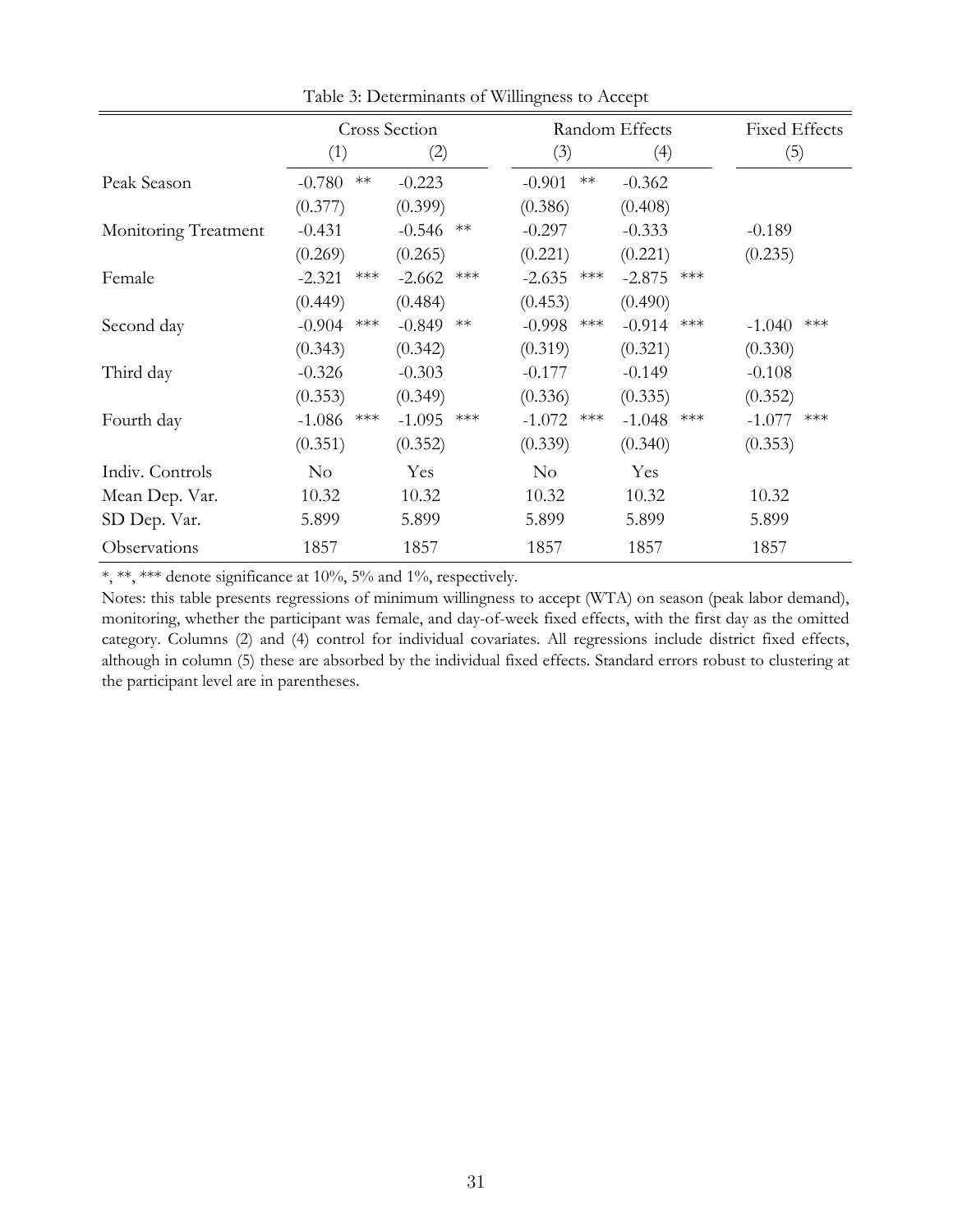Table 3: Determinants of Willingness to Accept

| | Cross Section | | Random Effects | | Fixed Effects |
|---|---|---|---|---|---|
| | (1) | (2) | (3) | (4) | (5) |
| Peak Season | -0.780 ** | -0.223 | -0.901 ** | -0.362 | |
| | (0.377) | (0.399) | (0.386) | (0.408) | |
| Monitoring Treatment | -0.431 | -0.546 ** | -0.297 | -0.333 | -0.189 |
| | (0.269) | (0.265) | (0.221) | (0.221) | (0.235) |
| Female | -2.321 *** | -2.662 *** | -2.635 *** | -2.875 *** | |
| | (0.449) | (0.484) | (0.453) | (0.490) | |
| Second day | -0.904 *** | -0.849 ** | -0.998 *** | -0.914 *** | -1.040 *** |
| | (0.343) | (0.342) | (0.319) | (0.321) | (0.330) |
| Third day | -0.326 | -0.303 | -0.177 | -0.149 | -0.108 |
| | (0.353) | (0.349) | (0.336) | (0.335) | (0.352) |
| Fourth day | -1.086 *** | -1.095 *** | -1.072 *** | -1.048 *** | -1.077 *** |
| | (0.351) | (0.352) | (0.339) | (0.340) | (0.353) |
| Indiv. Controls | No | Yes | No | Yes | |
| Mean Dep. Var. | 10.32 | 10.32 | 10.32 | 10.32 | 10.32 |
| SD Dep. Var. | 5.899 | 5.899 | 5.899 | 5.899 | 5.899 |
| Observations | 1857 | 1857 | 1857 | 1857 | 1857 |

*, **, *** denote significance at 10%, 5% and 1%, respectively.

Notes: this table presents regressions of minimum willingness to accept (WTA) on season (peak labor demand), monitoring, whether the participant was female, and day-of-week fixed effects, with the first day as the omitted category. Columns (2) and (4) control for individual covariates. All regressions include district fixed effects, although in column (5) these are absorbed by the individual fixed effects. Standard errors robust to clustering at the participant level are in parentheses.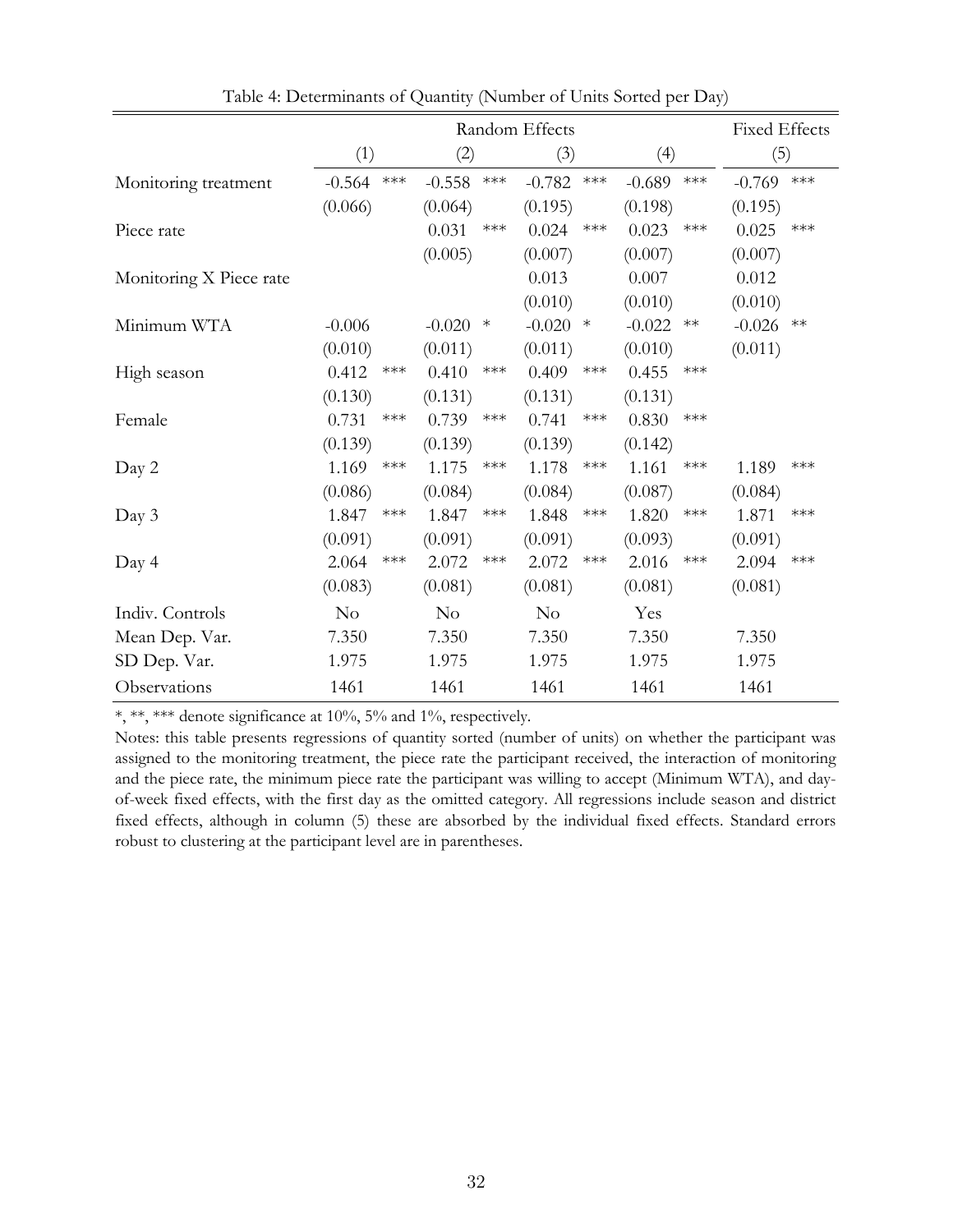Table 4: Determinants of Quantity (Number of Units Sorted per Day)

| | Random Effects | | | | Fixed Effects |
|---|---|---|---|---|---|
| | (1) | (2) | (3) | (4) | (5) |
| Monitoring treatment | -0.564 *** | -0.558 *** | -0.782 *** | -0.689 *** | -0.769 *** |
| | (0.066) | (0.064) | (0.195) | (0.198) | (0.195) |
| Piece rate | | 0.031 *** | 0.024 *** | 0.023 *** | 0.025 *** |
| | | (0.005) | (0.007) | (0.007) | (0.007) |
| Monitoring X Piece rate | | | 0.013 | 0.007 | 0.012 |
| | | | (0.010) | (0.010) | (0.010) |
| Minimum WTA | -0.006 | -0.020 * | -0.020 * | -0.022 ** | -0.026 ** |
| | (0.010) | (0.011) | (0.011) | (0.010) | (0.011) |
| High season | 0.412 *** | 0.410 *** | 0.409 *** | 0.455 *** | |
| | (0.130) | (0.131) | (0.131) | (0.131) | |
| Female | 0.731 *** | 0.739 *** | 0.741 *** | 0.830 *** | |
| | (0.139) | (0.139) | (0.139) | (0.142) | |
| Day 2 | 1.169 *** | 1.175 *** | 1.178 *** | 1.161 *** | 1.189 *** |
| | (0.086) | (0.084) | (0.084) | (0.087) | (0.084) |
| Day 3 | 1.847 *** | 1.847 *** | 1.848 *** | 1.820 *** | 1.871 *** |
| | (0.091) | (0.091) | (0.091) | (0.093) | (0.091) |
| Day 4 | 2.064 *** | 2.072 *** | 2.072 *** | 2.016 *** | 2.094 *** |
| | (0.083) | (0.081) | (0.081) | (0.081) | (0.081) |
| Indiv. Controls | No | No | No | Yes | |
| Mean Dep. Var. | 7.350 | 7.350 | 7.350 | 7.350 | 7.350 |
| SD Dep. Var. | 1.975 | 1.975 | 1.975 | 1.975 | 1.975 |
| Observations | 1461 | 1461 | 1461 | 1461 | 1461 |

*, **, *** denote significance at 10%, 5% and 1%, respectively.

Notes: this table presents regressions of quantity sorted (number of units) on whether the participant was assigned to the monitoring treatment, the piece rate the participant received, the interaction of monitoring and the piece rate, the minimum piece rate the participant was willing to accept (Minimum WTA), and day-of-week fixed effects, with the first day as the omitted category. All regressions include season and district fixed effects, although in column (5) these are absorbed by the individual fixed effects. Standard errors robust to clustering at the participant level are in parentheses.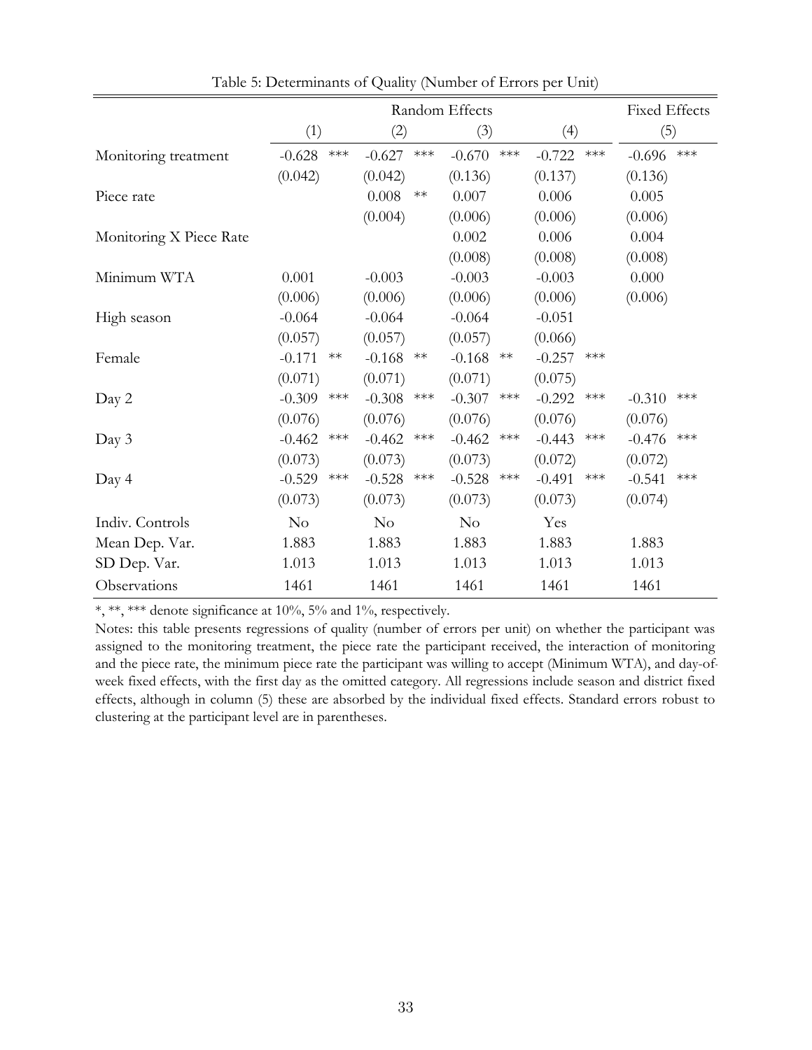Table 5: Determinants of Quality (Number of Errors per Unit)

| | Random Effects | | | | Fixed Effects |
|---|---|---|---|---|---|
| | (1) | (2) | (3) | (4) | (5) |
| Monitoring treatment | -0.628 *** | -0.627 *** | -0.670 *** | -0.722 *** | -0.696 *** |
| | (0.042) | (0.042) | (0.136) | (0.137) | (0.136) |
| Piece rate | | 0.008 ** | 0.007 | 0.006 | 0.005 |
| | | (0.004) | (0.006) | (0.006) | (0.006) |
| Monitoring X Piece Rate | | | 0.002 | 0.006 | 0.004 |
| | | | (0.008) | (0.008) | (0.008) |
| Minimum WTA | 0.001 | -0.003 | -0.003 | -0.003 | 0.000 |
| | (0.006) | (0.006) | (0.006) | (0.006) | (0.006) |
| High season | -0.064 | -0.064 | -0.064 | -0.051 | |
| | (0.057) | (0.057) | (0.057) | (0.066) | |
| Female | -0.171 ** | -0.168 ** | -0.168 ** | -0.257 *** | |
| | (0.071) | (0.071) | (0.071) | (0.075) | |
| Day 2 | -0.309 *** | -0.308 *** | -0.307 *** | -0.292 *** | -0.310 *** |
| | (0.076) | (0.076) | (0.076) | (0.076) | (0.076) |
| Day 3 | -0.462 *** | -0.462 *** | -0.462 *** | -0.443 *** | -0.476 *** |
| | (0.073) | (0.073) | (0.073) | (0.072) | (0.072) |
| Day 4 | -0.529 *** | -0.528 *** | -0.528 *** | -0.491 *** | -0.541 *** |
| | (0.073) | (0.073) | (0.073) | (0.073) | (0.074) |
| Indiv. Controls | No | No | No | Yes | |
| Mean Dep. Var. | 1.883 | 1.883 | 1.883 | 1.883 | 1.883 |
| SD Dep. Var. | 1.013 | 1.013 | 1.013 | 1.013 | 1.013 |
| Observations | 1461 | 1461 | 1461 | 1461 | 1461 |

*, **, *** denote significance at 10%, 5% and 1%, respectively.

Notes: this table presents regressions of quality (number of errors per unit) on whether the participant was assigned to the monitoring treatment, the piece rate the participant received, the interaction of monitoring and the piece rate, the minimum piece rate the participant was willing to accept (Minimum WTA), and day-of-week fixed effects, with the first day as the omitted category. All regressions include season and district fixed effects, although in column (5) these are absorbed by the individual fixed effects. Standard errors robust to clustering at the participant level are in parentheses.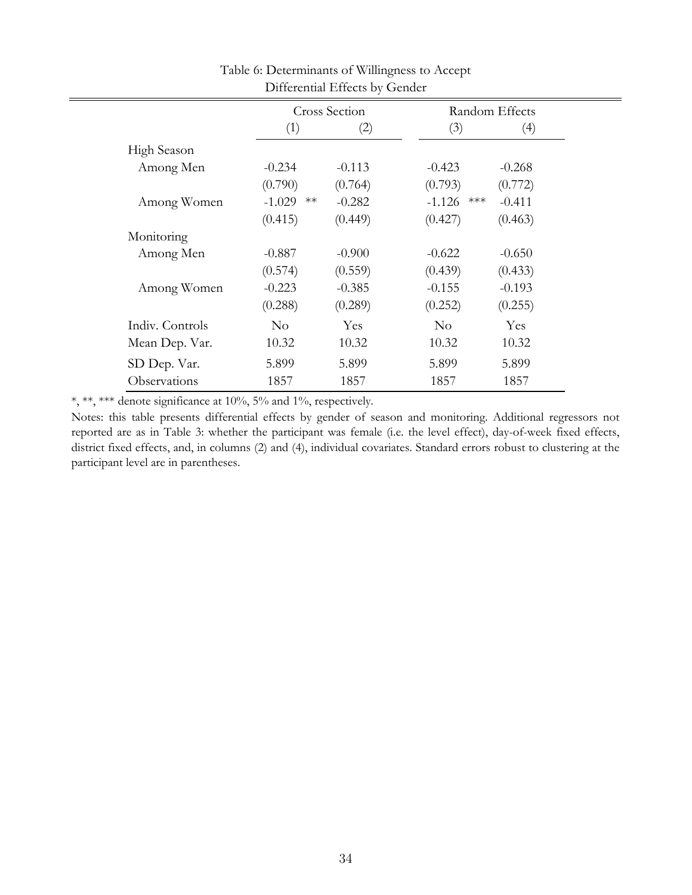Table 6: Determinants of Willingness to Accept
Differential Effects by Gender

| | Cross Section | | Random Effects | |
|---|---|---|---|---|
| | (1) | (2) | (3) | (4) |
| High Season | | | | |
| Among Men | -0.234 | -0.113 | -0.423 | -0.268 |
| | (0.790) | (0.764) | (0.793) | (0.772) |
| Among Women | -1.029 ** | -0.282 | -1.126 *** | -0.411 |
| | (0.415) | (0.449) | (0.427) | (0.463) |
| Monitoring | | | | |
| Among Men | -0.887 | -0.900 | -0.622 | -0.650 |
| | (0.574) | (0.559) | (0.439) | (0.433) |
| Among Women | -0.223 | -0.385 | -0.155 | -0.193 |
| | (0.288) | (0.289) | (0.252) | (0.255) |
| Indiv. Controls | No | Yes | No | Yes |
| Mean Dep. Var. | 10.32 | 10.32 | 10.32 | 10.32 |
| SD Dep. Var. | 5.899 | 5.899 | 5.899 | 5.899 |
| Observations | 1857 | 1857 | 1857 | 1857 |

*, **, *** denote significance at 10%, 5% and 1%, respectively.

Notes: this table presents differential effects by gender of season and monitoring. Additional regressors not reported are as in Table 3: whether the participant was female (i.e. the level effect), day-of-week fixed effects, district fixed effects, and, in columns (2) and (4), individual covariates. Standard errors robust to clustering at the participant level are in parentheses.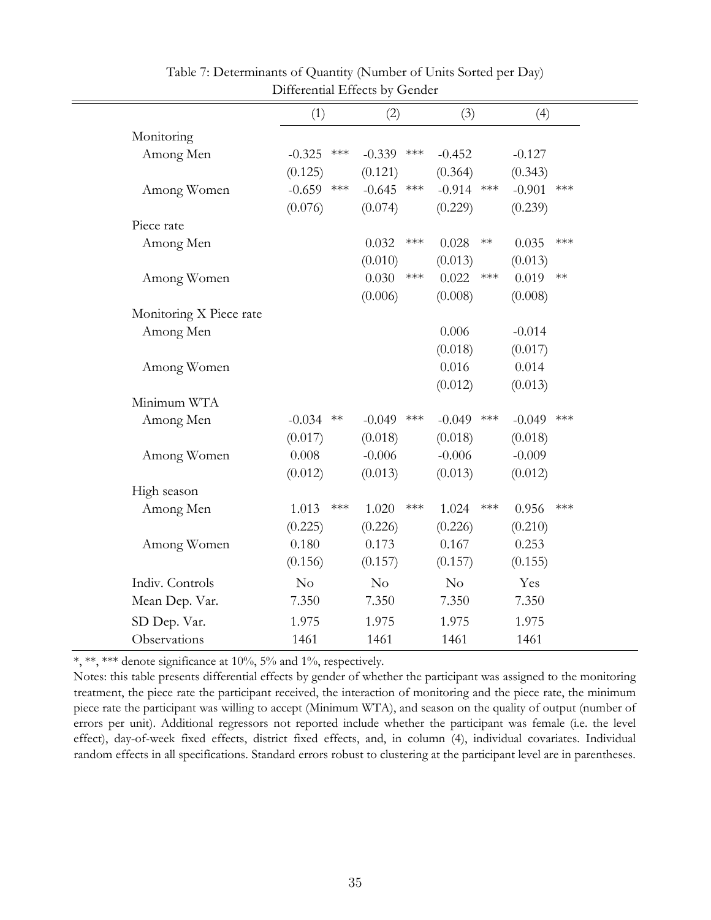Table 7: Determinants of Quantity (Number of Units Sorted per Day)
Differential Effects by Gender

| | (1) | (2) | (3) | (4) |
|---|---|---|---|---|
| Monitoring | | | | |
| Among Men | -0.325 *** | -0.339 *** | -0.452 | -0.127 |
| | (0.125) | (0.121) | (0.364) | (0.343) |
| Among Women | -0.659 *** | -0.645 *** | -0.914 *** | -0.901 *** |
| | (0.076) | (0.074) | (0.229) | (0.239) |
| Piece rate | | | | |
| Among Men | | 0.032 *** | 0.028 ** | 0.035 *** |
| | | (0.010) | (0.013) | (0.013) |
| Among Women | | 0.030 *** | 0.022 *** | 0.019 ** |
| | | (0.006) | (0.008) | (0.008) |
| Monitoring X Piece rate | | | | |
| Among Men | | | 0.006 | -0.014 |
| | | | (0.018) | (0.017) |
| Among Women | | | 0.016 | 0.014 |
| | | | (0.012) | (0.013) |
| Minimum WTA | | | | |
| Among Men | -0.034 ** | -0.049 *** | -0.049 *** | -0.049 *** |
| | (0.017) | (0.018) | (0.018) | (0.018) |
| Among Women | 0.008 | -0.006 | -0.006 | -0.009 |
| | (0.012) | (0.013) | (0.013) | (0.012) |
| High season | | | | |
| Among Men | 1.013 *** | 1.020 *** | 1.024 *** | 0.956 *** |
| | (0.225) | (0.226) | (0.226) | (0.210) |
| Among Women | 0.180 | 0.173 | 0.167 | 0.253 |
| | (0.156) | (0.157) | (0.157) | (0.155) |
| Indiv. Controls | No | No | No | Yes |
| Mean Dep. Var. | 7.350 | 7.350 | 7.350 | 7.350 |
| SD Dep. Var. | 1.975 | 1.975 | 1.975 | 1.975 |
| Observations | 1461 | 1461 | 1461 | 1461 |

*, **, *** denote significance at 10%, 5% and 1%, respectively.

Notes: this table presents differential effects by gender of whether the participant was assigned to the monitoring treatment, the piece rate the participant received, the interaction of monitoring and the piece rate, the minimum piece rate the participant was willing to accept (Minimum WTA), and season on the quality of output (number of errors per unit). Additional regressors not reported include whether the participant was female (i.e. the level effect), day-of-week fixed effects, district fixed effects, and, in column (4), individual covariates. Individual random effects in all specifications. Standard errors robust to clustering at the participant level are in parentheses.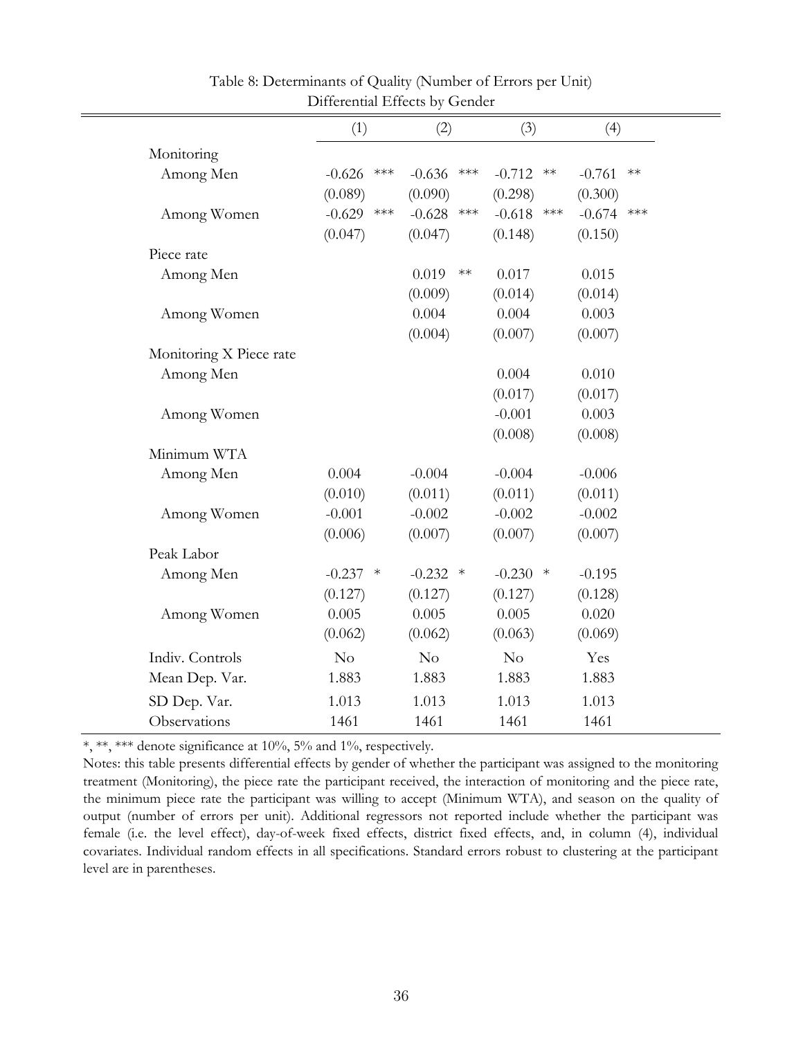Table 8: Determinants of Quality (Number of Errors per Unit)
Differential Effects by Gender

| | (1) | (2) | (3) | (4) |
|---|---|---|---|---|
| Monitoring | | | | |
| Among Men | -0.626 *** | -0.636 *** | -0.712 ** | -0.761 ** |
| | (0.089) | (0.090) | (0.298) | (0.300) |
| Among Women | -0.629 *** | -0.628 *** | -0.618 *** | -0.674 *** |
| | (0.047) | (0.047) | (0.148) | (0.150) |
| Piece rate | | | | |
| Among Men | | 0.019 ** | 0.017 | 0.015 |
| | | (0.009) | (0.014) | (0.014) |
| Among Women | | 0.004 | 0.004 | 0.003 |
| | | (0.004) | (0.007) | (0.007) |
| Monitoring X Piece rate | | | | |
| Among Men | | | 0.004 | 0.010 |
| | | | (0.017) | (0.017) |
| Among Women | | | -0.001 | 0.003 |
| | | | (0.008) | (0.008) |
| Minimum WTA | | | | |
| Among Men | 0.004 | -0.004 | -0.004 | -0.006 |
| | (0.010) | (0.011) | (0.011) | (0.011) |
| Among Women | -0.001 | -0.002 | -0.002 | -0.002 |
| | (0.006) | (0.007) | (0.007) | (0.007) |
| Peak Labor | | | | |
| Among Men | -0.237 * | -0.232 * | -0.230 * | -0.195 |
| | (0.127) | (0.127) | (0.127) | (0.128) |
| Among Women | 0.005 | 0.005 | 0.005 | 0.020 |
| | (0.062) | (0.062) | (0.063) | (0.069) |
| Indiv. Controls | No | No | No | Yes |
| Mean Dep. Var. | 1.883 | 1.883 | 1.883 | 1.883 |
| SD Dep. Var. | 1.013 | 1.013 | 1.013 | 1.013 |
| Observations | 1461 | 1461 | 1461 | 1461 |

*, **, *** denote significance at 10%, 5% and 1%, respectively.

Notes: this table presents differential effects by gender of whether the participant was assigned to the monitoring treatment (Monitoring), the piece rate the participant received, the interaction of monitoring and the piece rate, the minimum piece rate the participant was willing to accept (Minimum WTA), and season on the quality of output (number of errors per unit). Additional regressors not reported include whether the participant was female (i.e. the level effect), day-of-week fixed effects, district fixed effects, and, in column (4), individual covariates. Individual random effects in all specifications. Standard errors robust to clustering at the participant level are in parentheses.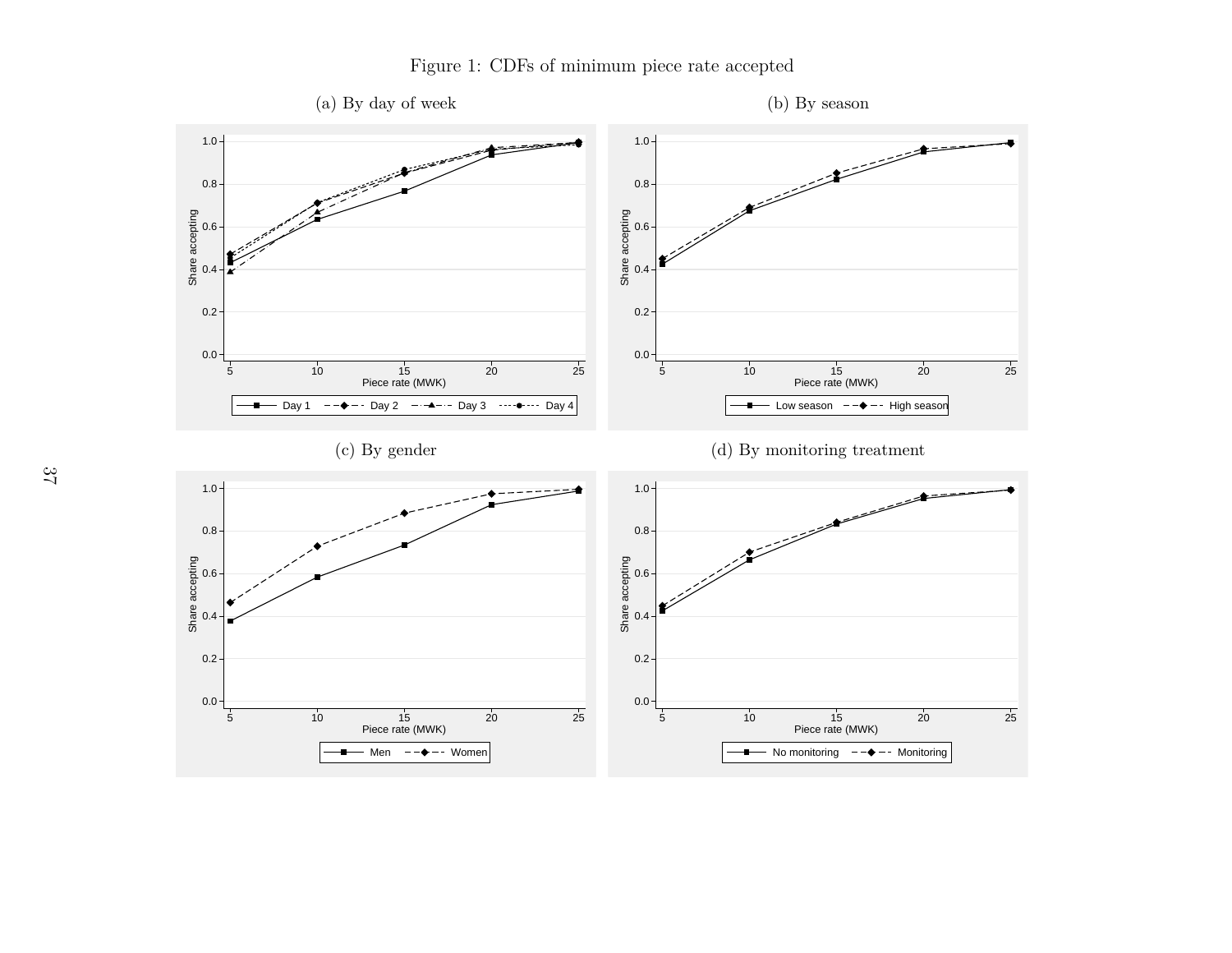Figure 1: CDFs of minimum piece rate accepted

(a) By day of week

(b) By season

(c) By gender

(d) By monitoring treatment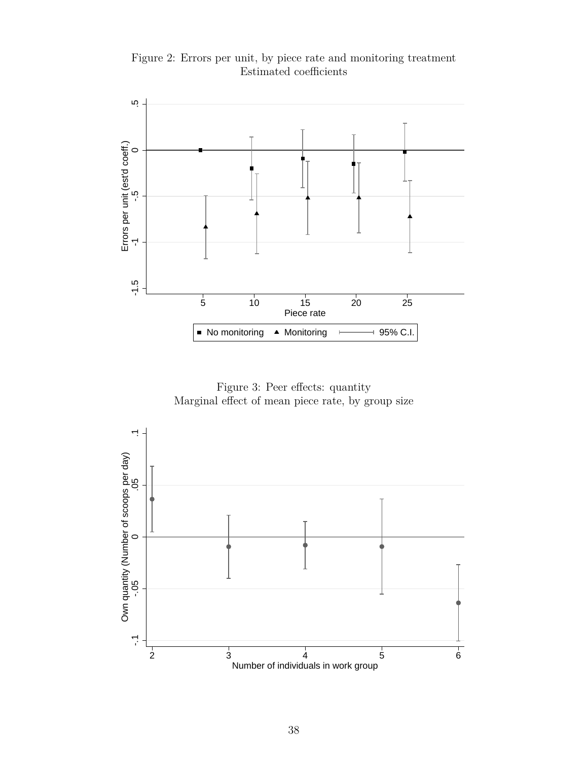Figure 2: Errors per unit, by piece rate and monitoring treatment
Estimated coefficients

Figure 3: Peer effects: quantity
Marginal effect of mean piece rate, by group size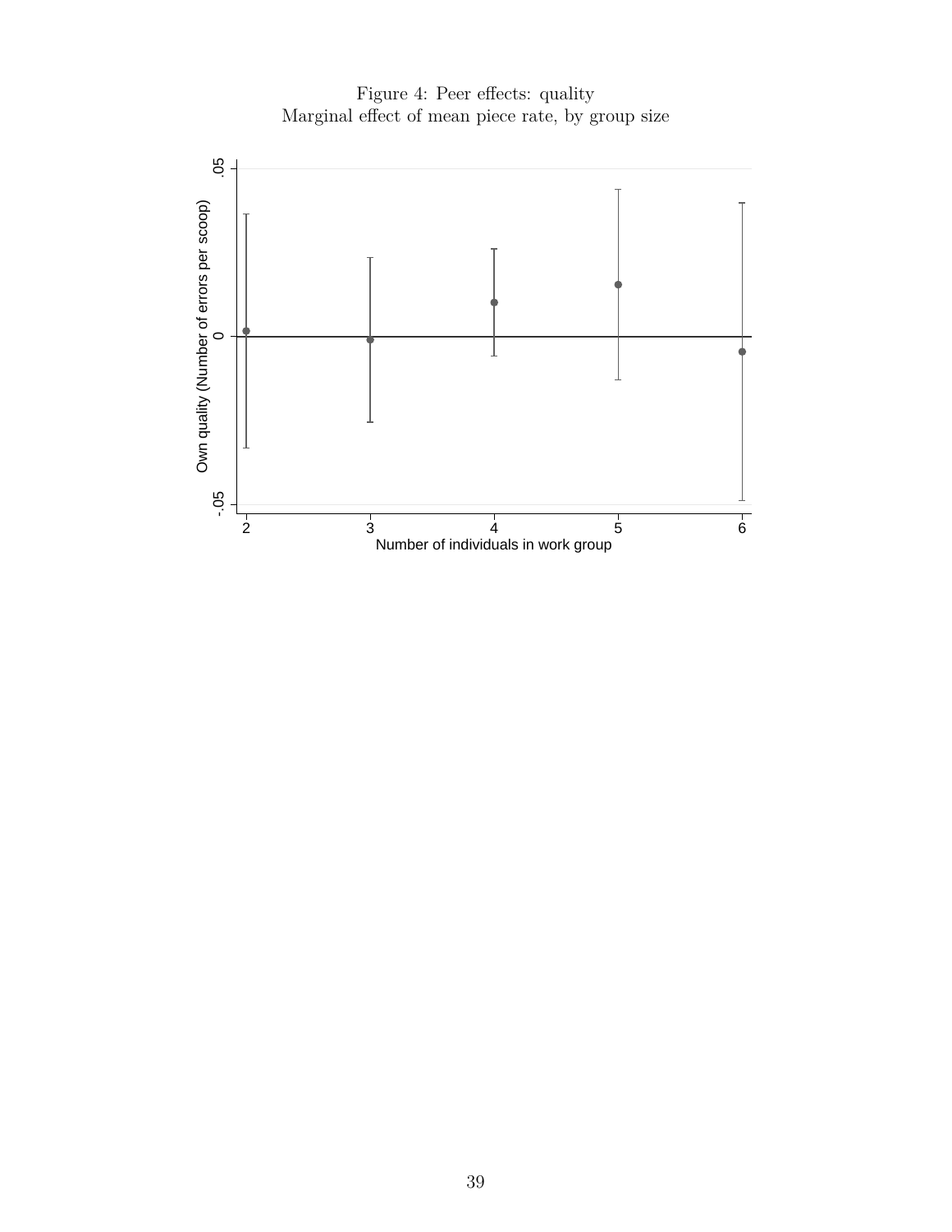Figure 4: Peer effects: quality
Marginal effect of mean piece rate, by group size

Own quality (Number of errors per scoop)

.05

0

-.05

2

3

4

5

6

Number of individuals in work group